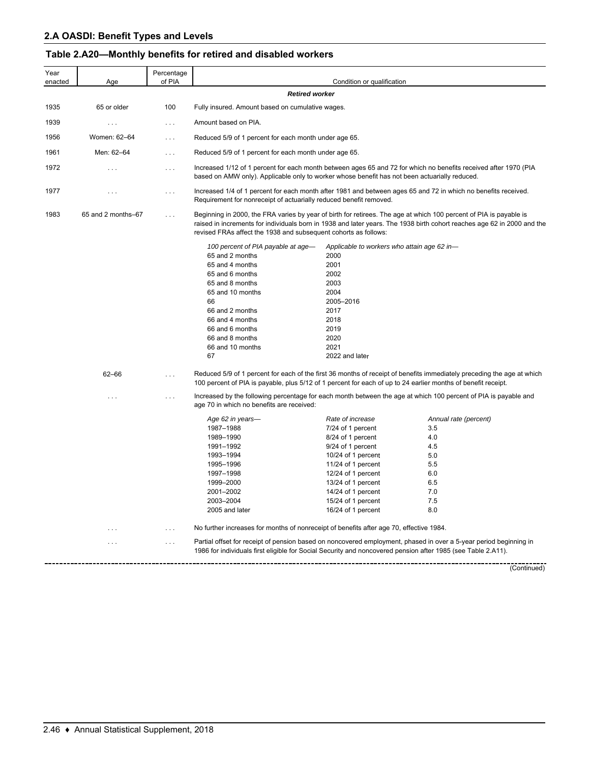## 2.A OASDI: Benefit Types and Levels

### Table 2.A20—Monthly benefits for retired and disabled workers

| Year enacted | Age | Percentage of PIA | Condition or qualification |
|---|---|---|---|
| | | | ***Retired worker*** |
| 1935 | 65 or older | 100 | Fully insured. Amount based on cumulative wages. |
| 1939 | . . . | . . . | Amount based on PIA. |
| 1956 | Women: 62–64 | . . . | Reduced 5/9 of 1 percent for each month under age 65. |
| 1961 | Men: 62–64 | . . . | Reduced 5/9 of 1 percent for each month under age 65. |
| 1972 | . . . | . . . | Increased 1/12 of 1 percent for each month between ages 65 and 72 for which no benefits received after 1970 (PIA based on AMW only). Applicable only to worker whose benefit has not been actuarially reduced. |
| 1977 | . . . | . . . | Increased 1/4 of 1 percent for each month after 1981 and between ages 65 and 72 in which no benefits received. Requirement for nonreceipt of actuarially reduced benefit removed. |
| 1983 | 65 and 2 months–67 | . . . | Beginning in 2000, the FRA varies by year of birth for retirees. The age at which 100 percent of PIA is payable is raised in increments for individuals born in 1938 and later years. The 1938 birth cohort reaches age 62 in 2000 and the revised FRAs affect the 1938 and subsequent cohorts as follows: |

| *100 percent of PIA payable at age—* | *Applicable to workers who attain age 62 in—* |
|---|---|
| 65 and 2 months | 2000 |
| 65 and 4 months | 2001 |
| 65 and 6 months | 2002 |
| 65 and 8 months | 2003 |
| 65 and 10 months | 2004 |
| 66 | 2005–2016 |
| 66 and 2 months | 2017 |
| 66 and 4 months | 2018 |
| 66 and 6 months | 2019 |
| 66 and 8 months | 2020 |
| 66 and 10 months | 2021 |
| 67 | 2022 and later |

| Year enacted | Age | Percentage of PIA | Condition or qualification |
|---|---|---|---|
| | 62–66 | . . . | Reduced 5/9 of 1 percent for each of the first 36 months of receipt of benefits immediately preceding the age at which 100 percent of PIA is payable, plus 5/12 of 1 percent for each of up to 24 earlier months of benefit receipt. |
| | . . . | . . . | Increased by the following percentage for each month between the age at which 100 percent of PIA is payable and age 70 in which no benefits are received: |

| *Age 62 in years—* | *Rate of increase* | *Annual rate (percent)* |
|---|---|---|
| 1987–1988 | 7/24 of 1 percent | 3.5 |
| 1989–1990 | 8/24 of 1 percent | 4.0 |
| 1991–1992 | 9/24 of 1 percent | 4.5 |
| 1993–1994 | 10/24 of 1 percent | 5.0 |
| 1995–1996 | 11/24 of 1 percent | 5.5 |
| 1997–1998 | 12/24 of 1 percent | 6.0 |
| 1999–2000 | 13/24 of 1 percent | 6.5 |
| 2001–2002 | 14/24 of 1 percent | 7.0 |
| 2003–2004 | 15/24 of 1 percent | 7.5 |
| 2005 and later | 16/24 of 1 percent | 8.0 |

| Year enacted | Age | Percentage of PIA | Condition or qualification |
|---|---|---|---|
| | . . . | . . . | No further increases for months of nonreceipt of benefits after age 70, effective 1984. |
| | . . . | . . . | Partial offset for receipt of pension based on noncovered employment, phased in over a 5-year period beginning in 1986 for individuals first eligible for Social Security and noncovered pension after 1985 (see Table 2.A11). |

(Continued)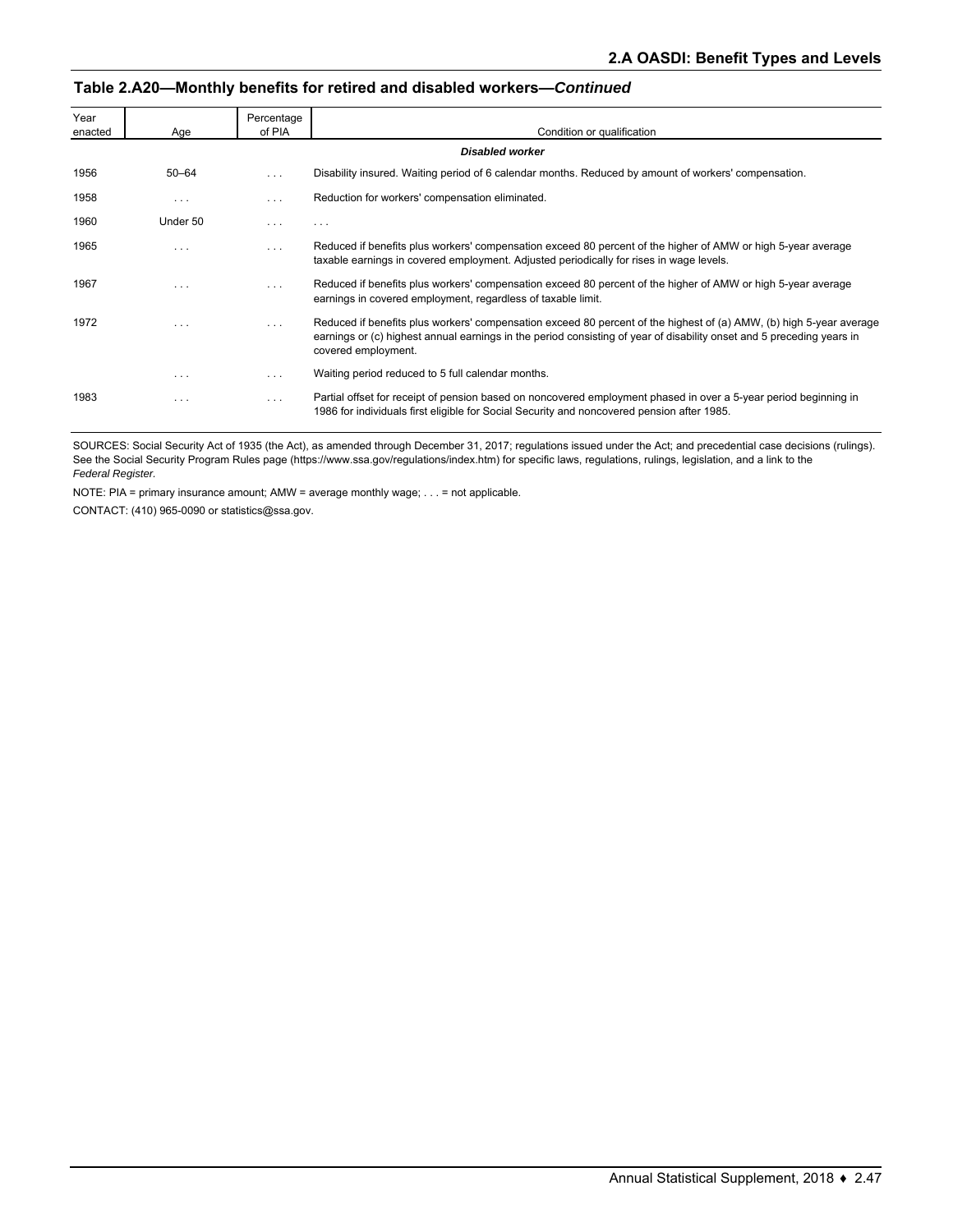## Table 2.A20—Monthly benefits for retired and disabled workers—*Continued*

| Year enacted | Age | Percentage of PIA | Condition or qualification |
|---|---|---|---|
| | | | ***Disabled worker*** |
| 1956 | 50–64 | . . . | Disability insured. Waiting period of 6 calendar months. Reduced by amount of workers' compensation. |
| 1958 | . . . | . . . | Reduction for workers' compensation eliminated. |
| 1960 | Under 50 | . . . | . . . |
| 1965 | . . . | . . . | Reduced if benefits plus workers' compensation exceed 80 percent of the higher of AMW or high 5-year average taxable earnings in covered employment. Adjusted periodically for rises in wage levels. |
| 1967 | . . . | . . . | Reduced if benefits plus workers' compensation exceed 80 percent of the higher of AMW or high 5-year average earnings in covered employment, regardless of taxable limit. |
| 1972 | . . . | . . . | Reduced if benefits plus workers' compensation exceed 80 percent of the highest of (a) AMW, (b) high 5-year average earnings or (c) highest annual earnings in the period consisting of year of disability onset and 5 preceding years in covered employment. |
| | . . . | . . . | Waiting period reduced to 5 full calendar months. |
| 1983 | . . . | . . . | Partial offset for receipt of pension based on noncovered employment phased in over a 5-year period beginning in 1986 for individuals first eligible for Social Security and noncovered pension after 1985. |

SOURCES: Social Security Act of 1935 (the Act), as amended through December 31, 2017; regulations issued under the Act; and precedential case decisions (rulings). See the Social Security Program Rules page (https://www.ssa.gov/regulations/index.htm) for specific laws, regulations, rulings, legislation, and a link to the *Federal Register*.

NOTE: PIA = primary insurance amount; AMW = average monthly wage; . . . = not applicable.

CONTACT: (410) 965-0090 or statistics@ssa.gov.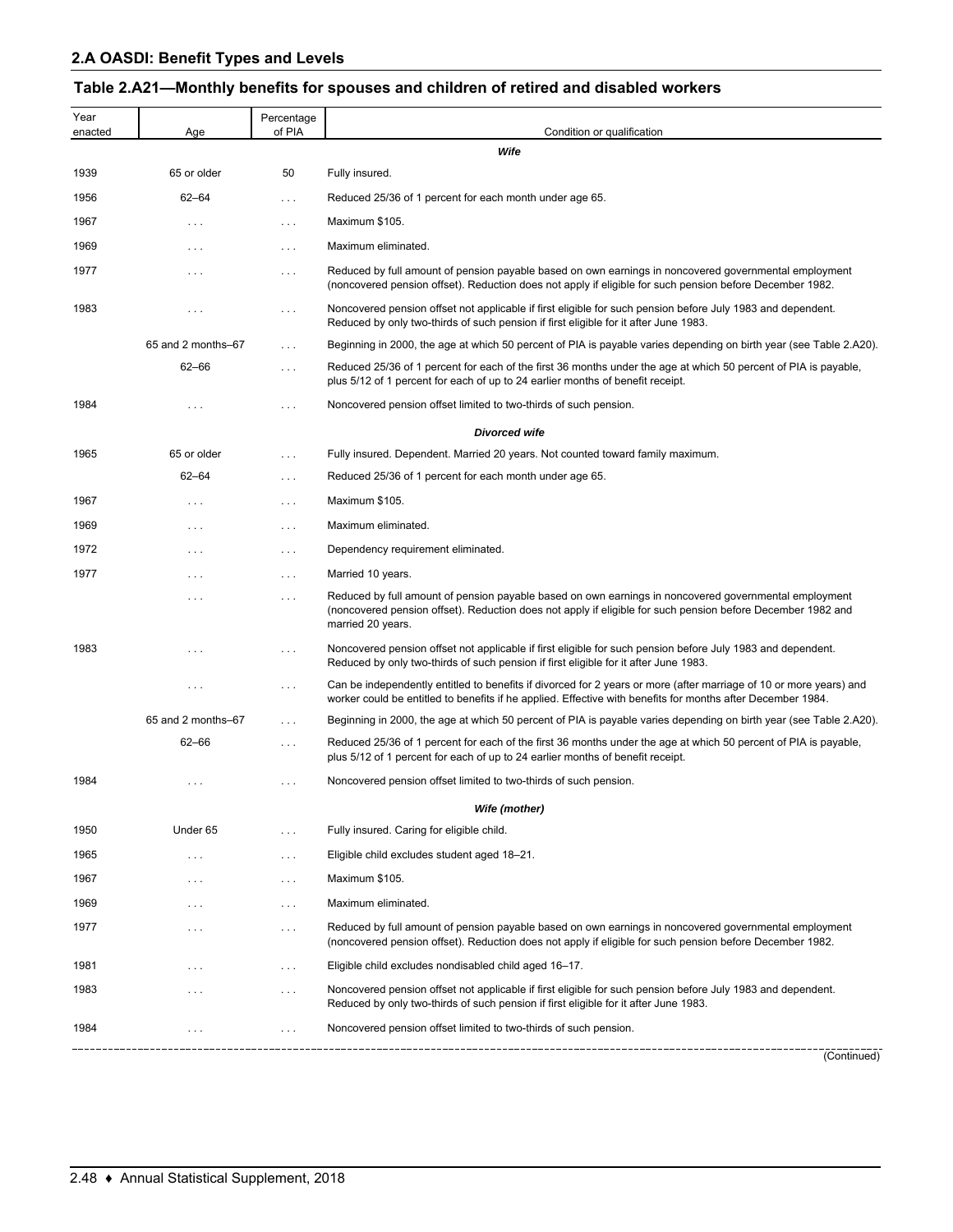## 2.A OASDI: Benefit Types and Levels

### Table 2.A21—Monthly benefits for spouses and children of retired and disabled workers

| Year enacted | Age | Percentage of PIA | Condition or qualification |
|---|---|---|---|
| | | | ***Wife*** |
| 1939 | 65 or older | 50 | Fully insured. |
| 1956 | 62–64 | . . . | Reduced 25/36 of 1 percent for each month under age 65. |
| 1967 | . . . | . . . | Maximum $105. |
| 1969 | . . . | . . . | Maximum eliminated. |
| 1977 | . . . | . . . | Reduced by full amount of pension payable based on own earnings in noncovered governmental employment (noncovered pension offset). Reduction does not apply if eligible for such pension before December 1982. |
| 1983 | . . . | . . . | Noncovered pension offset not applicable if first eligible for such pension before July 1983 and dependent. Reduced by only two-thirds of such pension if first eligible for it after June 1983. |
| | 65 and 2 months–67 | . . . | Beginning in 2000, the age at which 50 percent of PIA is payable varies depending on birth year (see Table 2.A20). |
| | 62–66 | . . . | Reduced 25/36 of 1 percent for each of the first 36 months under the age at which 50 percent of PIA is payable, plus 5/12 of 1 percent for each of up to 24 earlier months of benefit receipt. |
| 1984 | . . . | . . . | Noncovered pension offset limited to two-thirds of such pension. |
| | | | ***Divorced wife*** |
| 1965 | 65 or older | . . . | Fully insured. Dependent. Married 20 years. Not counted toward family maximum. |
| | 62–64 | . . . | Reduced 25/36 of 1 percent for each month under age 65. |
| 1967 | . . . | . . . | Maximum $105. |
| 1969 | . . . | . . . | Maximum eliminated. |
| 1972 | . . . | . . . | Dependency requirement eliminated. |
| 1977 | . . . | . . . | Married 10 years. |
| | . . . | . . . | Reduced by full amount of pension payable based on own earnings in noncovered governmental employment (noncovered pension offset). Reduction does not apply if eligible for such pension before December 1982 and married 20 years. |
| 1983 | . . . | . . . | Noncovered pension offset not applicable if first eligible for such pension before July 1983 and dependent. Reduced by only two-thirds of such pension if first eligible for it after June 1983. |
| | . . . | . . . | Can be independently entitled to benefits if divorced for 2 years or more (after marriage of 10 or more years) and worker could be entitled to benefits if he applied. Effective with benefits for months after December 1984. |
| | 65 and 2 months–67 | . . . | Beginning in 2000, the age at which 50 percent of PIA is payable varies depending on birth year (see Table 2.A20). |
| | 62–66 | . . . | Reduced 25/36 of 1 percent for each of the first 36 months under the age at which 50 percent of PIA is payable, plus 5/12 of 1 percent for each of up to 24 earlier months of benefit receipt. |
| 1984 | . . . | . . . | Noncovered pension offset limited to two-thirds of such pension. |
| | | | ***Wife (mother)*** |
| 1950 | Under 65 | . . . | Fully insured. Caring for eligible child. |
| 1965 | . . . | . . . | Eligible child excludes student aged 18–21. |
| 1967 | . . . | . . . | Maximum $105. |
| 1969 | . . . | . . . | Maximum eliminated. |
| 1977 | . . . | . . . | Reduced by full amount of pension payable based on own earnings in noncovered governmental employment (noncovered pension offset). Reduction does not apply if eligible for such pension before December 1982. |
| 1981 | . . . | . . . | Eligible child excludes nondisabled child aged 16–17. |
| 1983 | . . . | . . . | Noncovered pension offset not applicable if first eligible for such pension before July 1983 and dependent. Reduced by only two-thirds of such pension if first eligible for it after June 1983. |
| 1984 | . . . | . . . | Noncovered pension offset limited to two-thirds of such pension. |

(Continued)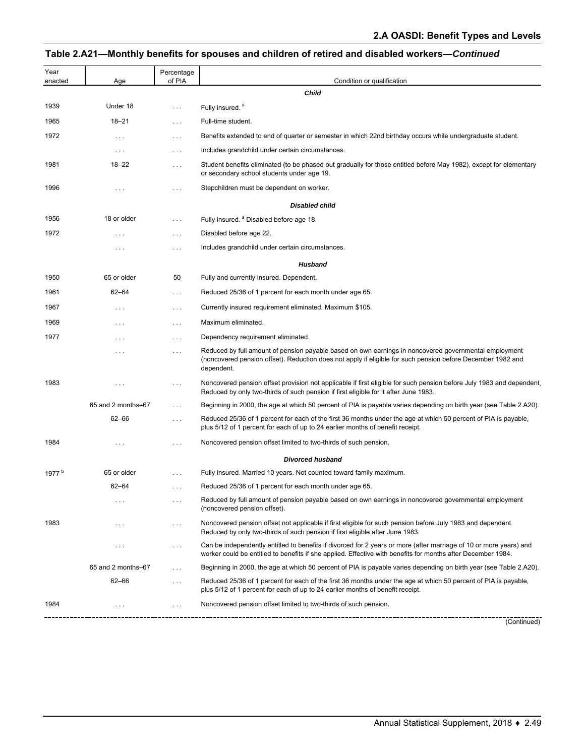## Table 2.A21—Monthly benefits for spouses and children of retired and disabled workers—*Continued*

| Year enacted | Age | Percentage of PIA | Condition or qualification |
|---|---|---|---|
| | | | ***Child*** |
| 1939 | Under 18 | . . . | Fully insured. [a] |
| 1965 | 18–21 | . . . | Full-time student. |
| 1972 | . . . | . . . | Benefits extended to end of quarter or semester in which 22nd birthday occurs while undergraduate student. |
| | . . . | . . . | Includes grandchild under certain circumstances. |
| 1981 | 18–22 | . . . | Student benefits eliminated (to be phased out gradually for those entitled before May 1982), except for elementary or secondary school students under age 19. |
| 1996 | . . . | . . . | Stepchildren must be dependent on worker. |
| | | | ***Disabled child*** |
| 1956 | 18 or older | . . . | Fully insured. [a] Disabled before age 18. |
| 1972 | . . . | . . . | Disabled before age 22. |
| | . . . | . . . | Includes grandchild under certain circumstances. |
| | | | ***Husband*** |
| 1950 | 65 or older | 50 | Fully and currently insured. Dependent. |
| 1961 | 62–64 | . . . | Reduced 25/36 of 1 percent for each month under age 65. |
| 1967 | . . . | . . . | Currently insured requirement eliminated. Maximum $105. |
| 1969 | . . . | . . . | Maximum eliminated. |
| 1977 | . . . | . . . | Dependency requirement eliminated. |
| | . . . | . . . | Reduced by full amount of pension payable based on own earnings in noncovered governmental employment (noncovered pension offset). Reduction does not apply if eligible for such pension before December 1982 and dependent. |
| 1983 | . . . | . . . | Noncovered pension offset provision not applicable if first eligible for such pension before July 1983 and dependent. Reduced by only two-thirds of such pension if first eligible for it after June 1983. |
| | 65 and 2 months–67 | . . . | Beginning in 2000, the age at which 50 percent of PIA is payable varies depending on birth year (see Table 2.A20). |
| | 62–66 | . . . | Reduced 25/36 of 1 percent for each of the first 36 months under the age at which 50 percent of PIA is payable, plus 5/12 of 1 percent for each of up to 24 earlier months of benefit receipt. |
| 1984 | . . . | . . . | Noncovered pension offset limited to two-thirds of such pension. |
| | | | ***Divorced husband*** |
| 1977 [b] | 65 or older | . . . | Fully insured. Married 10 years. Not counted toward family maximum. |
| | 62–64 | . . . | Reduced 25/36 of 1 percent for each month under age 65. |
| | . . . | . . . | Reduced by full amount of pension payable based on own earnings in noncovered governmental employment (noncovered pension offset). |
| 1983 | . . . | . . . | Noncovered pension offset not applicable if first eligible for such pension before July 1983 and dependent. Reduced by only two-thirds of such pension if first eligible after June 1983. |
| | . . . | . . . | Can be independently entitled to benefits if divorced for 2 years or more (after marriage of 10 or more years) and worker could be entitled to benefits if she applied. Effective with benefits for months after December 1984. |
| | 65 and 2 months–67 | . . . | Beginning in 2000, the age at which 50 percent of PIA is payable varies depending on birth year (see Table 2.A20). |
| | 62–66 | . . . | Reduced 25/36 of 1 percent for each of the first 36 months under the age at which 50 percent of PIA is payable, plus 5/12 of 1 percent for each of up to 24 earlier months of benefit receipt. |
| 1984 | . . . | . . . | Noncovered pension offset limited to two-thirds of such pension. |

(Continued)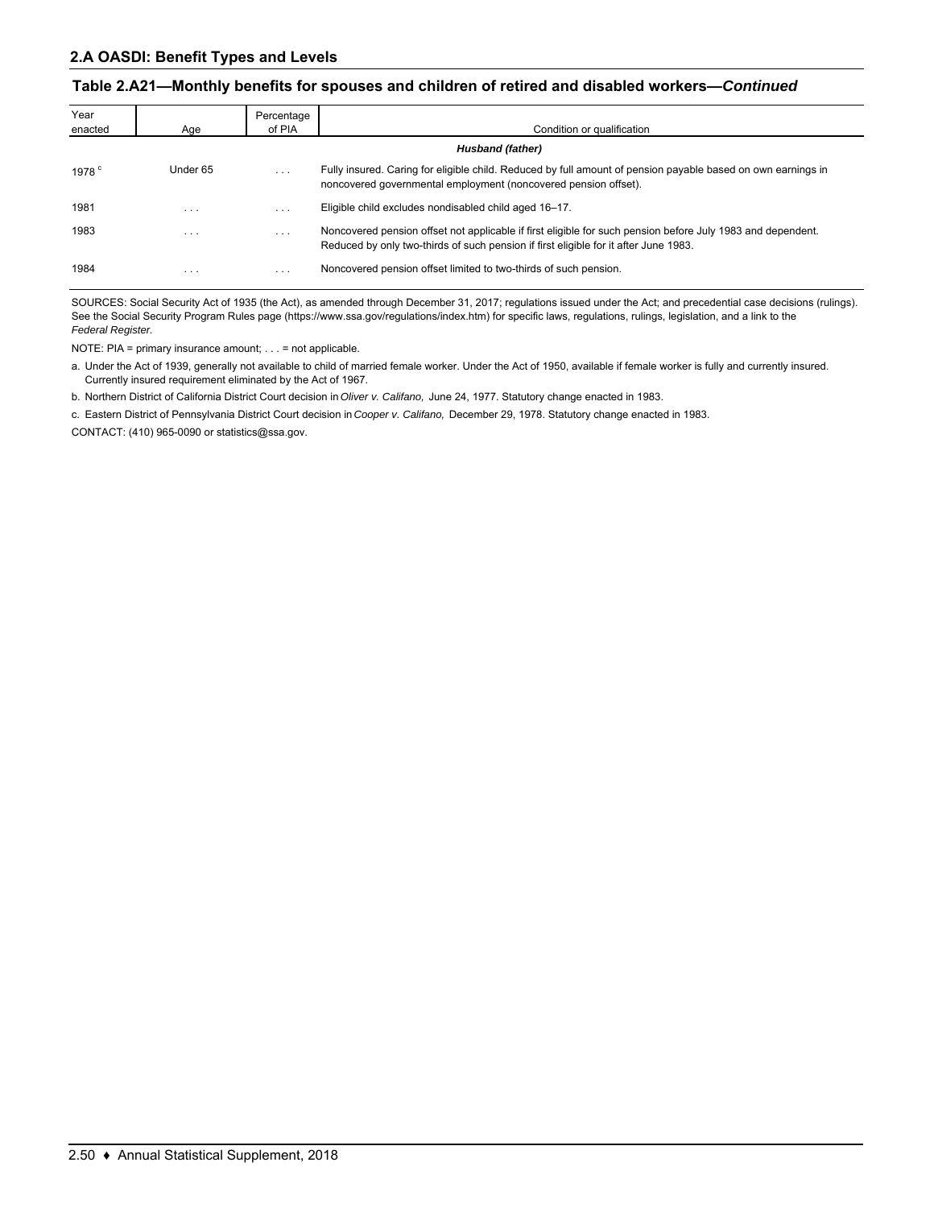## 2.A OASDI: Benefit Types and Levels

### Table 2.A21—Monthly benefits for spouses and children of retired and disabled workers—*Continued*

| Year enacted | Age | Percentage of PIA | Condition or qualification |
|---|---|---|---|
| | | | ***Husband (father)*** |
| 1978 [c] | Under 65 | . . . | Fully insured. Caring for eligible child. Reduced by full amount of pension payable based on own earnings in noncovered governmental employment (noncovered pension offset). |
| 1981 | . . . | . . . | Eligible child excludes nondisabled child aged 16–17. |
| 1983 | . . . | . . . | Noncovered pension offset not applicable if first eligible for such pension before July 1983 and dependent. Reduced by only two-thirds of such pension if first eligible for it after June 1983. |
| 1984 | . . . | . . . | Noncovered pension offset limited to two-thirds of such pension. |

SOURCES: Social Security Act of 1935 (the Act), as amended through December 31, 2017; regulations issued under the Act; and precedential case decisions (rulings). See the Social Security Program Rules page (https://www.ssa.gov/regulations/index.htm) for specific laws, regulations, rulings, legislation, and a link to the *Federal Register*.

NOTE: PIA = primary insurance amount; . . . = not applicable.

a. Under the Act of 1939, generally not available to child of married female worker. Under the Act of 1950, available if female worker is fully and currently insured. Currently insured requirement eliminated by the Act of 1967.

b. Northern District of California District Court decision in *Oliver v. Califano,* June 24, 1977. Statutory change enacted in 1983.

c. Eastern District of Pennsylvania District Court decision in *Cooper v. Califano,* December 29, 1978. Statutory change enacted in 1983.

CONTACT: (410) 965-0090 or statistics@ssa.gov.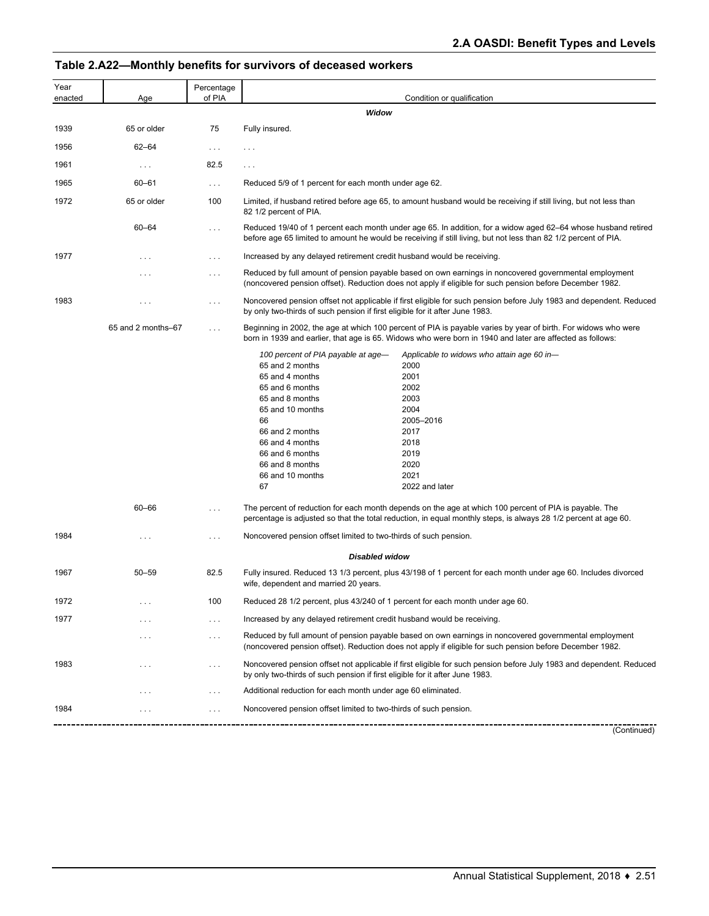## Table 2.A22—Monthly benefits for survivors of deceased workers

| Year enacted | Age | Percentage of PIA | Condition or qualification |
|---|---|---|---|
| | | | ***Widow*** |
| 1939 | 65 or older | 75 | Fully insured. |
| 1956 | 62–64 | . . . | . . . |
| 1961 | . . . | 82.5 | . . . |
| 1965 | 60–61 | . . . | Reduced 5/9 of 1 percent for each month under age 62. |
| 1972 | 65 or older | 100 | Limited, if husband retired before age 65, to amount husband would be receiving if still living, but not less than 82 1/2 percent of PIA. |
| | 60–64 | . . . | Reduced 19/40 of 1 percent each month under age 65. In addition, for a widow aged 62–64 whose husband retired before age 65 limited to amount he would be receiving if still living, but not less than 82 1/2 percent of PIA. |
| 1977 | . . . | . . . | Increased by any delayed retirement credit husband would be receiving. |
| | . . . | . . . | Reduced by full amount of pension payable based on own earnings in noncovered governmental employment (noncovered pension offset). Reduction does not apply if eligible for such pension before December 1982. |
| 1983 | . . . | . . . | Noncovered pension offset not applicable if first eligible for such pension before July 1983 and dependent. Reduced by only two-thirds of such pension if first eligible for it after June 1983. |
| | 65 and 2 months–67 | . . . | Beginning in 2002, the age at which 100 percent of PIA is payable varies by year of birth. For widows who were born in 1939 and earlier, that age is 65. Widows who were born in 1940 and later are affected as follows:<br><br>*100 percent of PIA payable at age—* / *Applicable to widows who attain age 60 in—*<br>65 and 2 months / 2000<br>65 and 4 months / 2001<br>65 and 6 months / 2002<br>65 and 8 months / 2003<br>65 and 10 months / 2004<br>66 / 2005–2016<br>66 and 2 months / 2017<br>66 and 4 months / 2018<br>66 and 6 months / 2019<br>66 and 8 months / 2020<br>66 and 10 months / 2021<br>67 / 2022 and later |
| | 60–66 | . . . | The percent of reduction for each month depends on the age at which 100 percent of PIA is payable. The percentage is adjusted so that the total reduction, in equal monthly steps, is always 28 1/2 percent at age 60. |
| 1984 | . . . | . . . | Noncovered pension offset limited to two-thirds of such pension. |
| | | | ***Disabled widow*** |
| 1967 | 50–59 | 82.5 | Fully insured. Reduced 13 1/3 percent, plus 43/198 of 1 percent for each month under age 60. Includes divorced wife, dependent and married 20 years. |
| 1972 | . . . | 100 | Reduced 28 1/2 percent, plus 43/240 of 1 percent for each month under age 60. |
| 1977 | . . . | . . . | Increased by any delayed retirement credit husband would be receiving. |
| | . . . | . . . | Reduced by full amount of pension payable based on own earnings in noncovered governmental employment (noncovered pension offset). Reduction does not apply if eligible for such pension before December 1982. |
| 1983 | . . . | . . . | Noncovered pension offset not applicable if first eligible for such pension before July 1983 and dependent. Reduced by only two-thirds of such pension if first eligible for it after June 1983. |
| | . . . | . . . | Additional reduction for each month under age 60 eliminated. |
| 1984 | . . . | . . . | Noncovered pension offset limited to two-thirds of such pension. |

(Continued)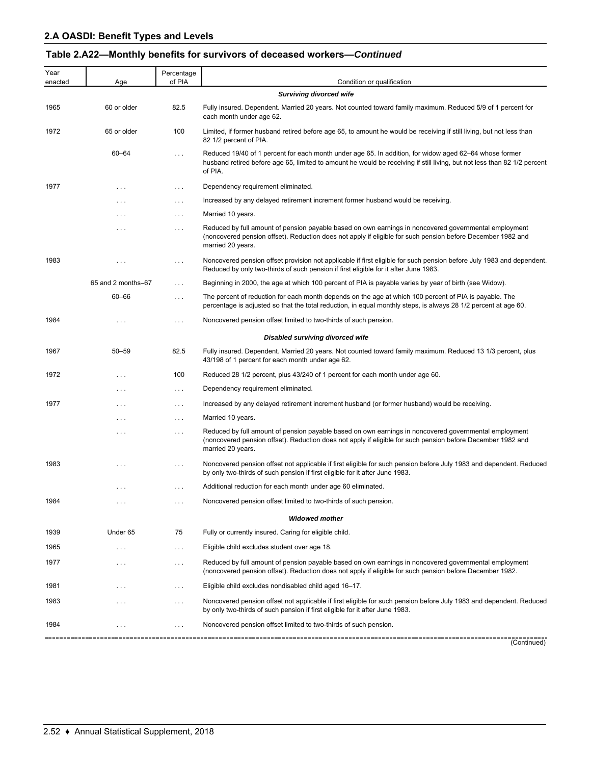## 2.A OASDI: Benefit Types and Levels

### Table 2.A22—Monthly benefits for survivors of deceased workers—*Continued*

| Year enacted | Age | Percentage of PIA | Condition or qualification |
|---|---|---|---|
| | | | ***Surviving divorced wife*** |
| 1965 | 60 or older | 82.5 | Fully insured. Dependent. Married 20 years. Not counted toward family maximum. Reduced 5/9 of 1 percent for each month under age 62. |
| 1972 | 65 or older | 100 | Limited, if former husband retired before age 65, to amount he would be receiving if still living, but not less than 82 1/2 percent of PIA. |
| | 60–64 | . . . | Reduced 19/40 of 1 percent for each month under age 65. In addition, for widow aged 62–64 whose former husband retired before age 65, limited to amount he would be receiving if still living, but not less than 82 1/2 percent of PIA. |
| 1977 | . . . | . . . | Dependency requirement eliminated. |
| | . . . | . . . | Increased by any delayed retirement increment former husband would be receiving. |
| | . . . | . . . | Married 10 years. |
| | . . . | . . . | Reduced by full amount of pension payable based on own earnings in noncovered governmental employment (noncovered pension offset). Reduction does not apply if eligible for such pension before December 1982 and married 20 years. |
| 1983 | . . . | . . . | Noncovered pension offset provision not applicable if first eligible for such pension before July 1983 and dependent. Reduced by only two-thirds of such pension if first eligible for it after June 1983. |
| | 65 and 2 months–67 | . . . | Beginning in 2000, the age at which 100 percent of PIA is payable varies by year of birth (see Widow). |
| | 60–66 | . . . | The percent of reduction for each month depends on the age at which 100 percent of PIA is payable. The percentage is adjusted so that the total reduction, in equal monthly steps, is always 28 1/2 percent at age 60. |
| 1984 | . . . | . . . | Noncovered pension offset limited to two-thirds of such pension. |
| | | | ***Disabled surviving divorced wife*** |
| 1967 | 50–59 | 82.5 | Fully insured. Dependent. Married 20 years. Not counted toward family maximum. Reduced 13 1/3 percent, plus 43/198 of 1 percent for each month under age 62. |
| 1972 | . . . | 100 | Reduced 28 1/2 percent, plus 43/240 of 1 percent for each month under age 60. |
| | . . . | . . . | Dependency requirement eliminated. |
| 1977 | . . . | . . . | Increased by any delayed retirement increment husband (or former husband) would be receiving. |
| | . . . | . . . | Married 10 years. |
| | . . . | . . . | Reduced by full amount of pension payable based on own earnings in noncovered governmental employment (noncovered pension offset). Reduction does not apply if eligible for such pension before December 1982 and married 20 years. |
| 1983 | . . . | . . . | Noncovered pension offset not applicable if first eligible for such pension before July 1983 and dependent. Reduced by only two-thirds of such pension if first eligible for it after June 1983. |
| | . . . | . . . | Additional reduction for each month under age 60 eliminated. |
| 1984 | . . . | . . . | Noncovered pension offset limited to two-thirds of such pension. |
| | | | ***Widowed mother*** |
| 1939 | Under 65 | 75 | Fully or currently insured. Caring for eligible child. |
| 1965 | . . . | . . . | Eligible child excludes student over age 18. |
| 1977 | . . . | . . . | Reduced by full amount of pension payable based on own earnings in noncovered governmental employment (noncovered pension offset). Reduction does not apply if eligible for such pension before December 1982. |
| 1981 | . . . | . . . | Eligible child excludes nondisabled child aged 16–17. |
| 1983 | . . . | . . . | Noncovered pension offset not applicable if first eligible for such pension before July 1983 and dependent. Reduced by only two-thirds of such pension if first eligible for it after June 1983. |
| 1984 | . . . | . . . | Noncovered pension offset limited to two-thirds of such pension. |

(Continued)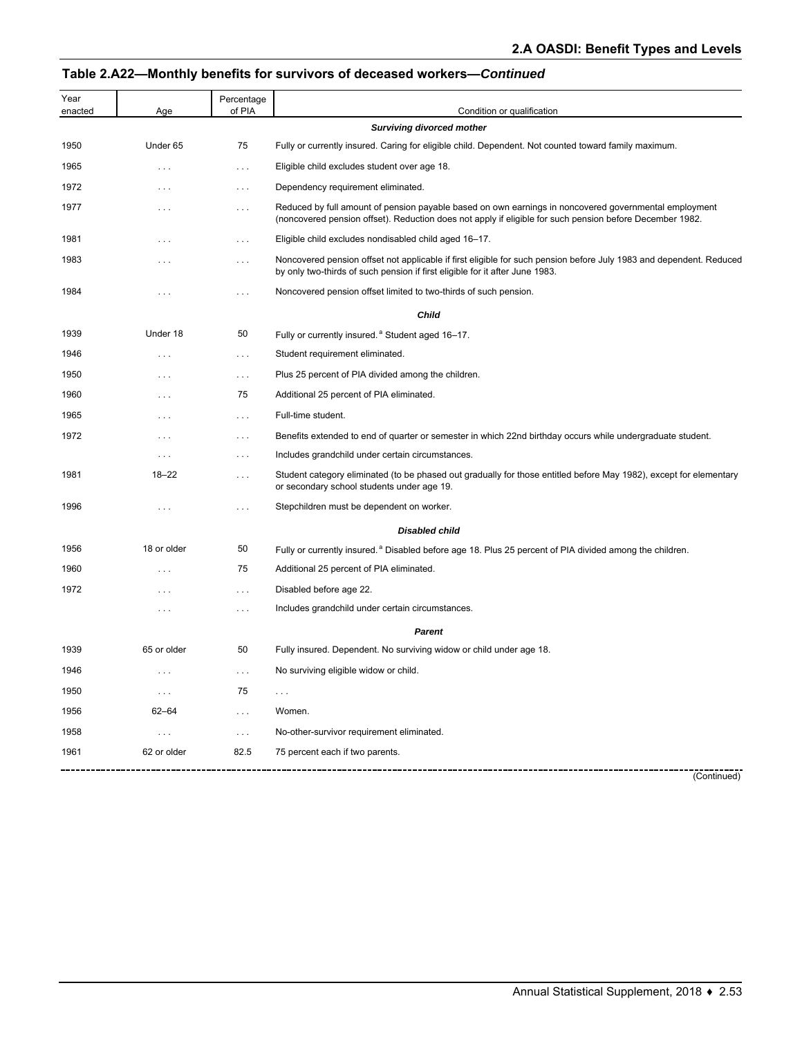## Table 2.A22—Monthly benefits for survivors of deceased workers—*Continued*

| Year enacted | Age | Percentage of PIA | Condition or qualification |
|---|---|---|---|
| | | | ***Surviving divorced mother*** |
| 1950 | Under 65 | 75 | Fully or currently insured. Caring for eligible child. Dependent. Not counted toward family maximum. |
| 1965 | . . . | . . . | Eligible child excludes student over age 18. |
| 1972 | . . . | . . . | Dependency requirement eliminated. |
| 1977 | . . . | . . . | Reduced by full amount of pension payable based on own earnings in noncovered governmental employment (noncovered pension offset). Reduction does not apply if eligible for such pension before December 1982. |
| 1981 | . . . | . . . | Eligible child excludes nondisabled child aged 16–17. |
| 1983 | . . . | . . . | Noncovered pension offset not applicable if first eligible for such pension before July 1983 and dependent. Reduced by only two-thirds of such pension if first eligible for it after June 1983. |
| 1984 | . . . | . . . | Noncovered pension offset limited to two-thirds of such pension. |
| | | | ***Child*** |
| 1939 | Under 18 | 50 | Fully or currently insured.[a] Student aged 16–17. |
| 1946 | . . . | . . . | Student requirement eliminated. |
| 1950 | . . . | . . . | Plus 25 percent of PIA divided among the children. |
| 1960 | . . . | 75 | Additional 25 percent of PIA eliminated. |
| 1965 | . . . | . . . | Full-time student. |
| 1972 | . . . | . . . | Benefits extended to end of quarter or semester in which 22nd birthday occurs while undergraduate student. |
| | . . . | . . . | Includes grandchild under certain circumstances. |
| 1981 | 18–22 | . . . | Student category eliminated (to be phased out gradually for those entitled before May 1982), except for elementary or secondary school students under age 19. |
| 1996 | . . . | . . . | Stepchildren must be dependent on worker. |
| | | | ***Disabled child*** |
| 1956 | 18 or older | 50 | Fully or currently insured.[a] Disabled before age 18. Plus 25 percent of PIA divided among the children. |
| 1960 | . . . | 75 | Additional 25 percent of PIA eliminated. |
| 1972 | . . . | . . . | Disabled before age 22. |
| | . . . | . . . | Includes grandchild under certain circumstances. |
| | | | ***Parent*** |
| 1939 | 65 or older | 50 | Fully insured. Dependent. No surviving widow or child under age 18. |
| 1946 | . . . | . . . | No surviving eligible widow or child. |
| 1950 | . . . | 75 | . . . |
| 1956 | 62–64 | . . . | Women. |
| 1958 | . . . | . . . | No-other-survivor requirement eliminated. |
| 1961 | 62 or older | 82.5 | 75 percent each if two parents. |

(Continued)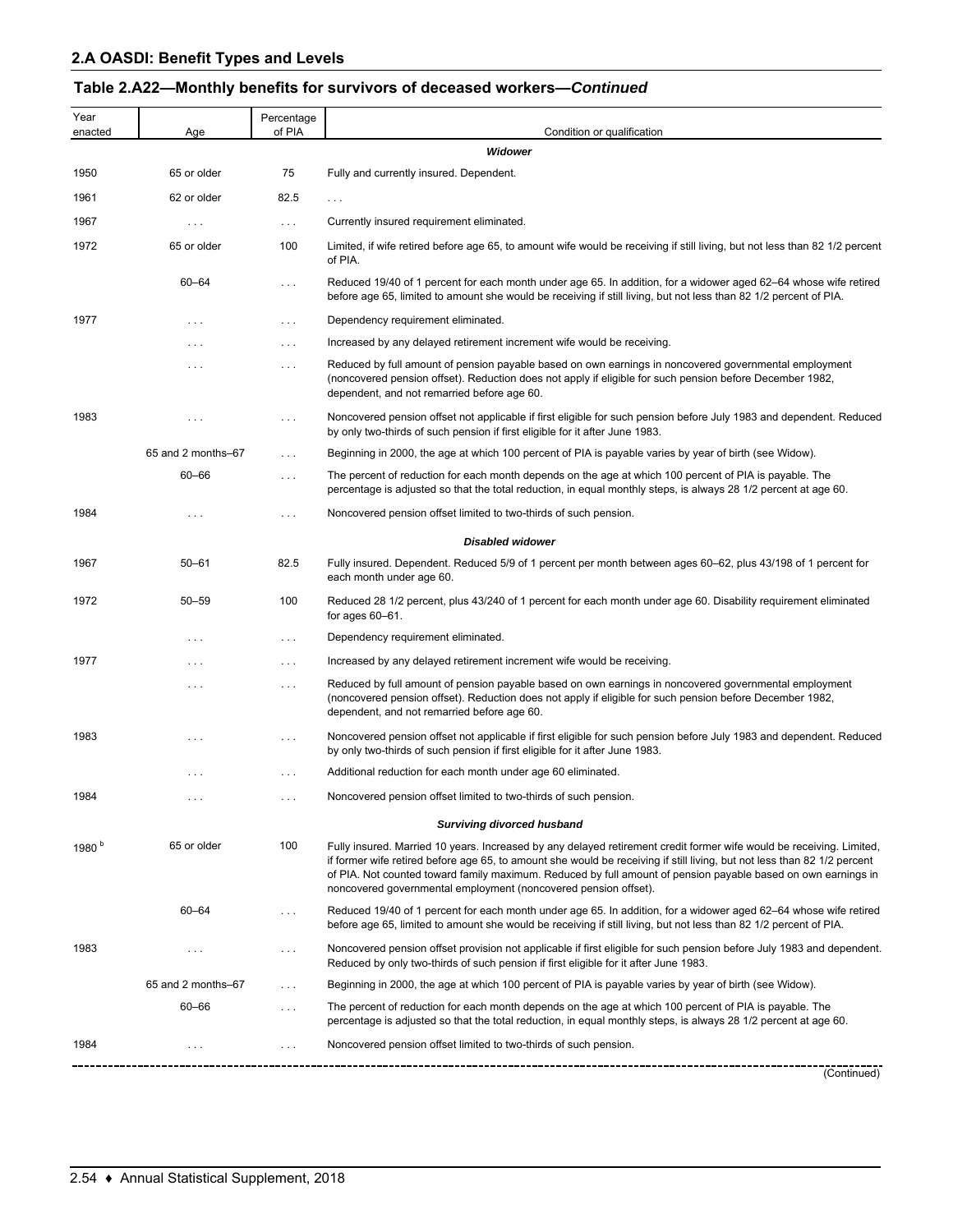## 2.A OASDI: Benefit Types and Levels

### Table 2.A22—Monthly benefits for survivors of deceased workers—*Continued*

| Year enacted | Age | Percentage of PIA | Condition or qualification |
|---|---|---|---|
| | | | ***Widower*** |
| 1950 | 65 or older | 75 | Fully and currently insured. Dependent. |
| 1961 | 62 or older | 82.5 | . . . |
| 1967 | . . . | . . . | Currently insured requirement eliminated. |
| 1972 | 65 or older | 100 | Limited, if wife retired before age 65, to amount wife would be receiving if still living, but not less than 82 1/2 percent of PIA. |
| | 60–64 | . . . | Reduced 19/40 of 1 percent for each month under age 65. In addition, for a widower aged 62–64 whose wife retired before age 65, limited to amount she would be receiving if still living, but not less than 82 1/2 percent of PIA. |
| 1977 | . . . | . . . | Dependency requirement eliminated. |
| | . . . | . . . | Increased by any delayed retirement increment wife would be receiving. |
| | . . . | . . . | Reduced by full amount of pension payable based on own earnings in noncovered governmental employment (noncovered pension offset). Reduction does not apply if eligible for such pension before December 1982, dependent, and not remarried before age 60. |
| 1983 | . . . | . . . | Noncovered pension offset not applicable if first eligible for such pension before July 1983 and dependent. Reduced by only two-thirds of such pension if first eligible for it after June 1983. |
| | 65 and 2 months–67 | . . . | Beginning in 2000, the age at which 100 percent of PIA is payable varies by year of birth (see Widow). |
| | 60–66 | . . . | The percent of reduction for each month depends on the age at which 100 percent of PIA is payable. The percentage is adjusted so that the total reduction, in equal monthly steps, is always 28 1/2 percent at age 60. |
| 1984 | . . . | . . . | Noncovered pension offset limited to two-thirds of such pension. |
| | | | ***Disabled widower*** |
| 1967 | 50–61 | 82.5 | Fully insured. Dependent. Reduced 5/9 of 1 percent per month between ages 60–62, plus 43/198 of 1 percent for each month under age 60. |
| 1972 | 50–59 | 100 | Reduced 28 1/2 percent, plus 43/240 of 1 percent for each month under age 60. Disability requirement eliminated for ages 60–61. |
| | . . . | . . . | Dependency requirement eliminated. |
| 1977 | . . . | . . . | Increased by any delayed retirement increment wife would be receiving. |
| | . . . | . . . | Reduced by full amount of pension payable based on own earnings in noncovered governmental employment (noncovered pension offset). Reduction does not apply if eligible for such pension before December 1982, dependent, and not remarried before age 60. |
| 1983 | . . . | . . . | Noncovered pension offset not applicable if first eligible for such pension before July 1983 and dependent. Reduced by only two-thirds of such pension if first eligible for it after June 1983. |
| | . . . | . . . | Additional reduction for each month under age 60 eliminated. |
| 1984 | . . . | . . . | Noncovered pension offset limited to two-thirds of such pension. |
| | | | ***Surviving divorced husband*** |
| 1980 [b] | 65 or older | 100 | Fully insured. Married 10 years. Increased by any delayed retirement credit former wife would be receiving. Limited, if former wife retired before age 65, to amount she would be receiving if still living, but not less than 82 1/2 percent of PIA. Not counted toward family maximum. Reduced by full amount of pension payable based on own earnings in noncovered governmental employment (noncovered pension offset). |
| | 60–64 | . . . | Reduced 19/40 of 1 percent for each month under age 65. In addition, for a widower aged 62–64 whose wife retired before age 65, limited to amount she would be receiving if still living, but not less than 82 1/2 percent of PIA. |
| 1983 | . . . | . . . | Noncovered pension offset provision not applicable if first eligible for such pension before July 1983 and dependent. Reduced by only two-thirds of such pension if first eligible for it after June 1983. |
| | 65 and 2 months–67 | . . . | Beginning in 2000, the age at which 100 percent of PIA is payable varies by year of birth (see Widow). |
| | 60–66 | . . . | The percent of reduction for each month depends on the age at which 100 percent of PIA is payable. The percentage is adjusted so that the total reduction, in equal monthly steps, is always 28 1/2 percent at age 60. |
| 1984 | . . . | . . . | Noncovered pension offset limited to two-thirds of such pension. |

(Continued)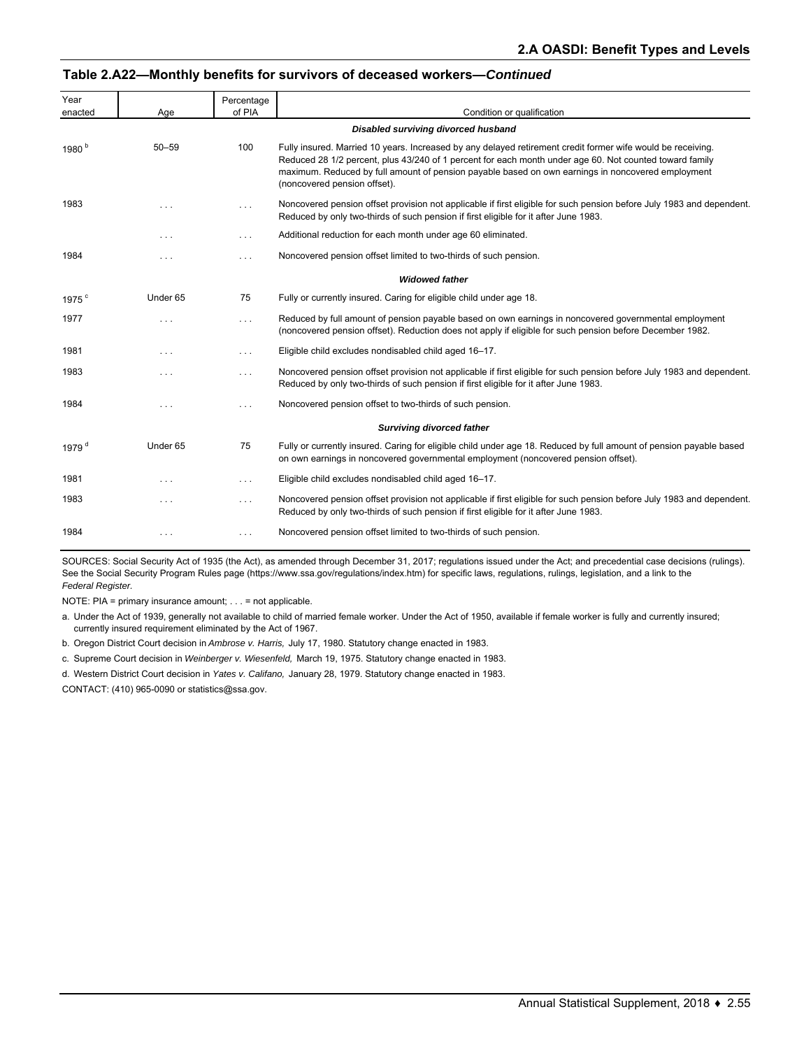## Table 2.A22—Monthly benefits for survivors of deceased workers—*Continued*

| Year enacted | Age | Percentage of PIA | Condition or qualification |
|---|---|---|---|
| | | | ***Disabled surviving divorced husband*** |
| 1980 [b] | 50–59 | 100 | Fully insured. Married 10 years. Increased by any delayed retirement credit former wife would be receiving. Reduced 28 1/2 percent, plus 43/240 of 1 percent for each month under age 60. Not counted toward family maximum. Reduced by full amount of pension payable based on own earnings in noncovered employment (noncovered pension offset). |
| 1983 | . . . | . . . | Noncovered pension offset provision not applicable if first eligible for such pension before July 1983 and dependent. Reduced by only two-thirds of such pension if first eligible for it after June 1983. |
| | . . . | . . . | Additional reduction for each month under age 60 eliminated. |
| 1984 | . . . | . . . | Noncovered pension offset limited to two-thirds of such pension. |
| | | | ***Widowed father*** |
| 1975 [c] | Under 65 | 75 | Fully or currently insured. Caring for eligible child under age 18. |
| 1977 | . . . | . . . | Reduced by full amount of pension payable based on own earnings in noncovered governmental employment (noncovered pension offset). Reduction does not apply if eligible for such pension before December 1982. |
| 1981 | . . . | . . . | Eligible child excludes nondisabled child aged 16–17. |
| 1983 | . . . | . . . | Noncovered pension offset provision not applicable if first eligible for such pension before July 1983 and dependent. Reduced by only two-thirds of such pension if first eligible for it after June 1983. |
| 1984 | . . . | . . . | Noncovered pension offset to two-thirds of such pension. |
| | | | ***Surviving divorced father*** |
| 1979 [d] | Under 65 | 75 | Fully or currently insured. Caring for eligible child under age 18. Reduced by full amount of pension payable based on own earnings in noncovered governmental employment (noncovered pension offset). |
| 1981 | . . . | . . . | Eligible child excludes nondisabled child aged 16–17. |
| 1983 | . . . | . . . | Noncovered pension offset provision not applicable if first eligible for such pension before July 1983 and dependent. Reduced by only two-thirds of such pension if first eligible for it after June 1983. |
| 1984 | . . . | . . . | Noncovered pension offset limited to two-thirds of such pension. |

SOURCES: Social Security Act of 1935 (the Act), as amended through December 31, 2017; regulations issued under the Act; and precedential case decisions (rulings). See the Social Security Program Rules page (https://www.ssa.gov/regulations/index.htm) for specific laws, regulations, rulings, legislation, and a link to the *Federal Register.*

NOTE: PIA = primary insurance amount; . . . = not applicable.

a. Under the Act of 1939, generally not available to child of married female worker. Under the Act of 1950, available if female worker is fully and currently insured; currently insured requirement eliminated by the Act of 1967.

b. Oregon District Court decision in *Ambrose v. Harris,* July 17, 1980. Statutory change enacted in 1983.

c. Supreme Court decision in *Weinberger v. Wiesenfeld,* March 19, 1975. Statutory change enacted in 1983.

d. Western District Court decision in *Yates v. Califano,* January 28, 1979. Statutory change enacted in 1983.

CONTACT: (410) 965-0090 or statistics@ssa.gov.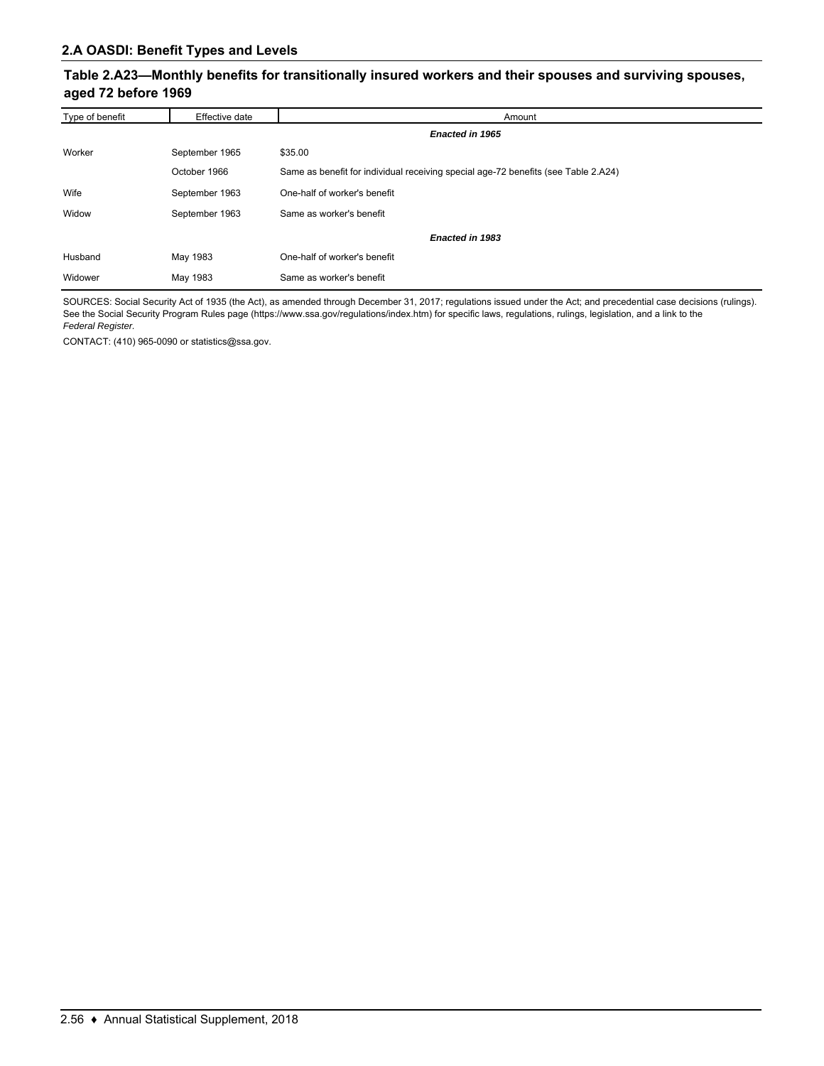## 2.A OASDI: Benefit Types and Levels

### Table 2.A23—Monthly benefits for transitionally insured workers and their spouses and surviving spouses, aged 72 before 1969

| Type of benefit | Effective date | Amount |
|---|---|---|
| | | ***Enacted in 1965*** |
| Worker | September 1965 | $35.00 |
| | October 1966 | Same as benefit for individual receiving special age-72 benefits (see Table 2.A24) |
| Wife | September 1963 | One-half of worker's benefit |
| Widow | September 1963 | Same as worker's benefit |
| | | ***Enacted in 1983*** |
| Husband | May 1983 | One-half of worker's benefit |
| Widower | May 1983 | Same as worker's benefit |

SOURCES: Social Security Act of 1935 (the Act), as amended through December 31, 2017; regulations issued under the Act; and precedential case decisions (rulings). See the Social Security Program Rules page (https://www.ssa.gov/regulations/index.htm) for specific laws, regulations, rulings, legislation, and a link to the *Federal Register*.

CONTACT: (410) 965-0090 or statistics@ssa.gov.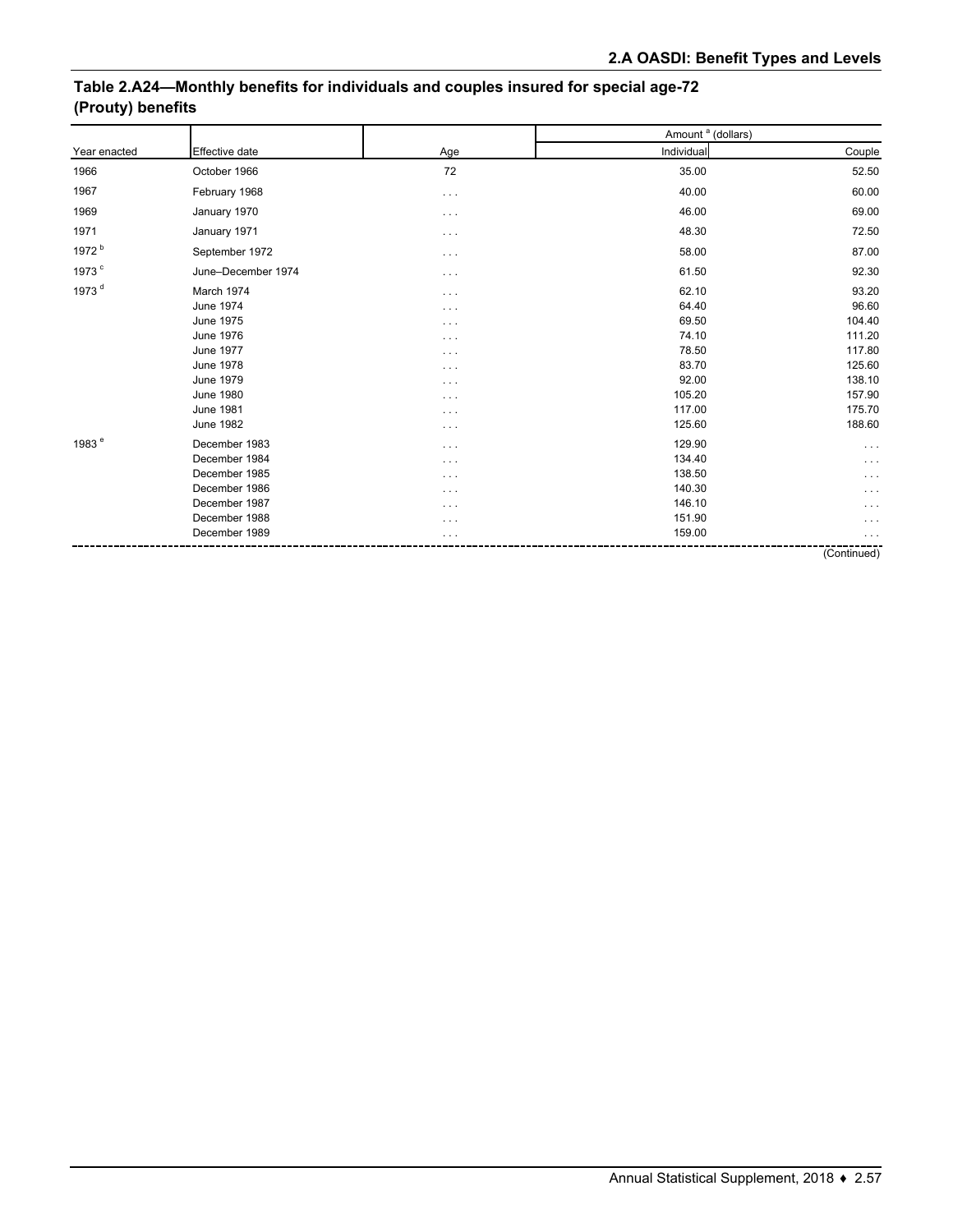## Table 2.A24—Monthly benefits for individuals and couples insured for special age-72 (Prouty) benefits

| Year enacted | Effective date | Age | Amount [a] (dollars) | |
|---|---|---|---|---|
| | | | Individual | Couple |
| 1966 | October 1966 | 72 | 35.00 | 52.50 |
| 1967 | February 1968 | . . . | 40.00 | 60.00 |
| 1969 | January 1970 | . . . | 46.00 | 69.00 |
| 1971 | January 1971 | . . . | 48.30 | 72.50 |
| 1972 [b] | September 1972 | . . . | 58.00 | 87.00 |
| 1973 [c] | June–December 1974 | . . . | 61.50 | 92.30 |
| 1973 [d] | March 1974 | . . . | 62.10 | 93.20 |
| | June 1974 | . . . | 64.40 | 96.60 |
| | June 1975 | . . . | 69.50 | 104.40 |
| | June 1976 | . . . | 74.10 | 111.20 |
| | June 1977 | . . . | 78.50 | 117.80 |
| | June 1978 | . . . | 83.70 | 125.60 |
| | June 1979 | . . . | 92.00 | 138.10 |
| | June 1980 | . . . | 105.20 | 157.90 |
| | June 1981 | . . . | 117.00 | 175.70 |
| | June 1982 | . . . | 125.60 | 188.60 |
| 1983 [e] | December 1983 | . . . | 129.90 | . . . |
| | December 1984 | . . . | 134.40 | . . . |
| | December 1985 | . . . | 138.50 | . . . |
| | December 1986 | . . . | 140.30 | . . . |
| | December 1987 | . . . | 146.10 | . . . |
| | December 1988 | . . . | 151.90 | . . . |
| | December 1989 | . . . | 159.00 | . . . |

(Continued)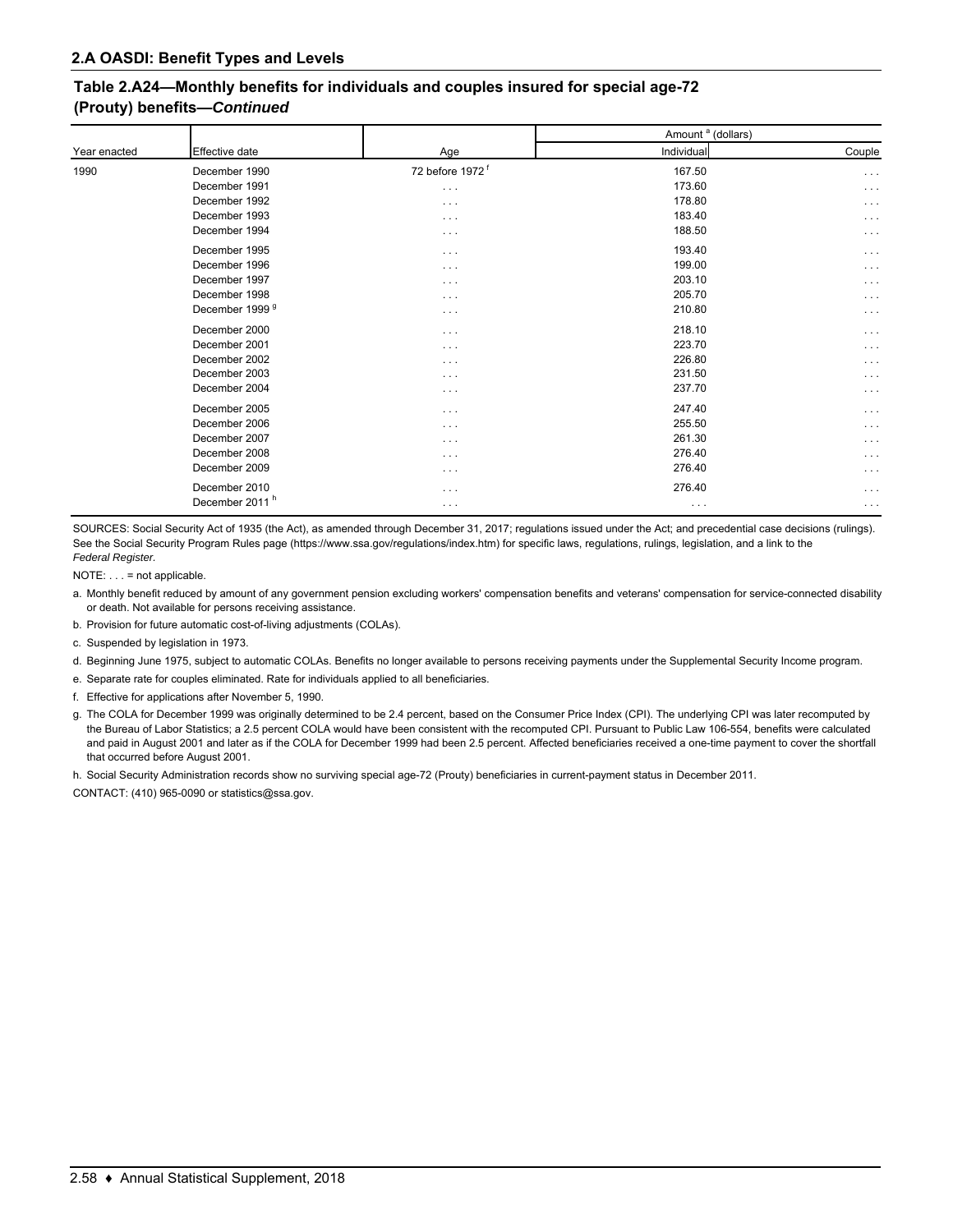## 2.A OASDI: Benefit Types and Levels

### Table 2.A24—Monthly benefits for individuals and couples insured for special age-72 (Prouty) benefits—*Continued*

| Year enacted | Effective date | Age | Amount [a] (dollars) | |
|---|---|---|---|---|
| | | | Individual | Couple |
| 1990 | December 1990 | 72 before 1972 [f] | 167.50 | . . . |
| | December 1991 | . . . | 173.60 | . . . |
| | December 1992 | . . . | 178.80 | . . . |
| | December 1993 | . . . | 183.40 | . . . |
| | December 1994 | . . . | 188.50 | . . . |
| | December 1995 | . . . | 193.40 | . . . |
| | December 1996 | . . . | 199.00 | . . . |
| | December 1997 | . . . | 203.10 | . . . |
| | December 1998 | . . . | 205.70 | . . . |
| | December 1999 [g] | . . . | 210.80 | . . . |
| | December 2000 | . . . | 218.10 | . . . |
| | December 2001 | . . . | 223.70 | . . . |
| | December 2002 | . . . | 226.80 | . . . |
| | December 2003 | . . . | 231.50 | . . . |
| | December 2004 | . . . | 237.70 | . . . |
| | December 2005 | . . . | 247.40 | . . . |
| | December 2006 | . . . | 255.50 | . . . |
| | December 2007 | . . . | 261.30 | . . . |
| | December 2008 | . . . | 276.40 | . . . |
| | December 2009 | . . . | 276.40 | . . . |
| | December 2010 | . . . | 276.40 | . . . |
| | December 2011 [h] | . . . | . . . | . . . |

SOURCES: Social Security Act of 1935 (the Act), as amended through December 31, 2017; regulations issued under the Act; and precedential case decisions (rulings). See the Social Security Program Rules page (https://www.ssa.gov/regulations/index.htm) for specific laws, regulations, rulings, legislation, and a link to the *Federal Register.*

NOTE: . . . = not applicable.

a. Monthly benefit reduced by amount of any government pension excluding workers' compensation benefits and veterans' compensation for service-connected disability or death. Not available for persons receiving assistance.

b. Provision for future automatic cost-of-living adjustments (COLAs).

c. Suspended by legislation in 1973.

d. Beginning June 1975, subject to automatic COLAs. Benefits no longer available to persons receiving payments under the Supplemental Security Income program.

e. Separate rate for couples eliminated. Rate for individuals applied to all beneficiaries.

f. Effective for applications after November 5, 1990.

g. The COLA for December 1999 was originally determined to be 2.4 percent, based on the Consumer Price Index (CPI). The underlying CPI was later recomputed by the Bureau of Labor Statistics; a 2.5 percent COLA would have been consistent with the recomputed CPI. Pursuant to Public Law 106-554, benefits were calculated and paid in August 2001 and later as if the COLA for December 1999 had been 2.5 percent. Affected beneficiaries received a one-time payment to cover the shortfall that occurred before August 2001.

h. Social Security Administration records show no surviving special age-72 (Prouty) beneficiaries in current-payment status in December 2011.

CONTACT: (410) 965-0090 or statistics@ssa.gov.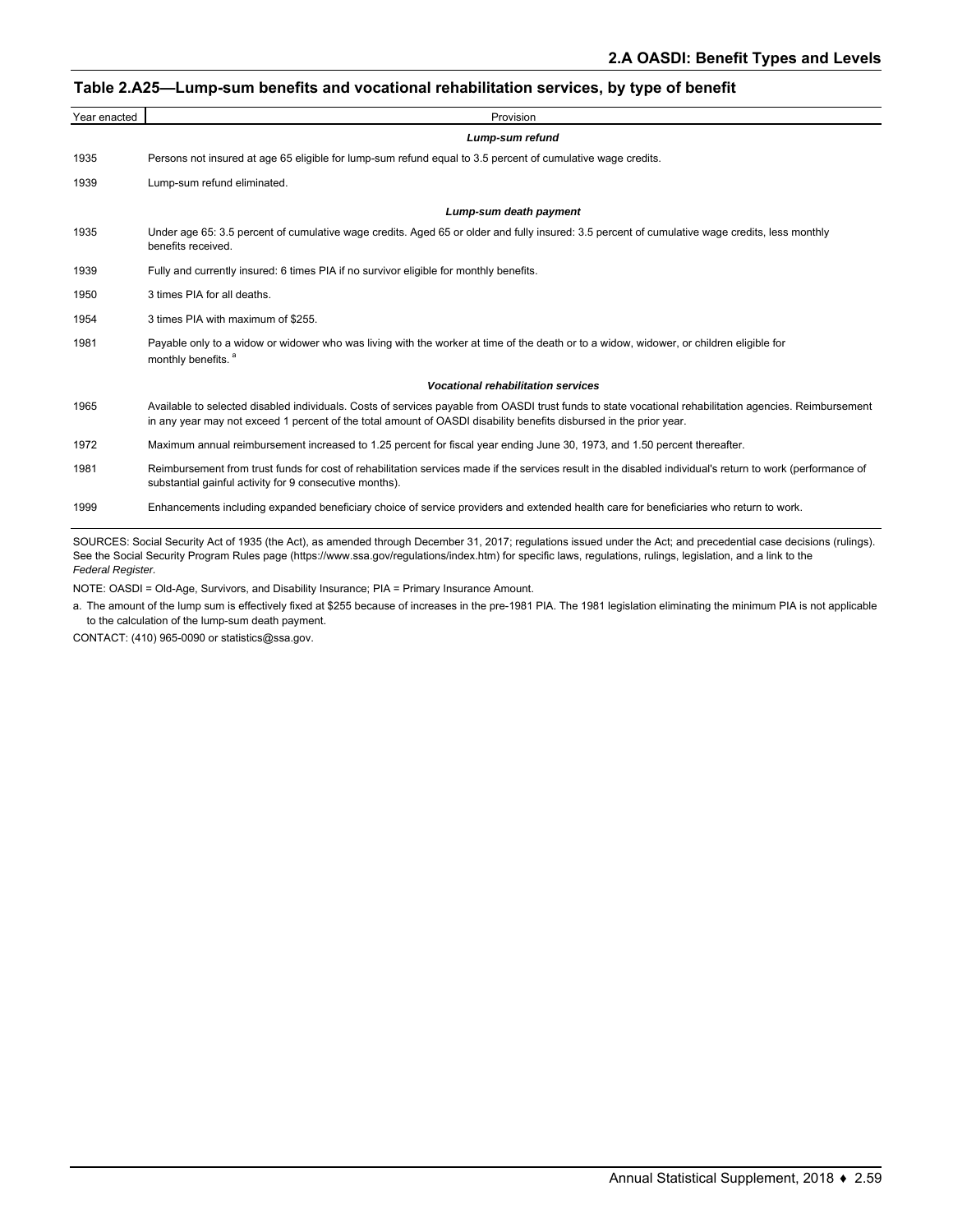## Table 2.A25—Lump-sum benefits and vocational rehabilitation services, by type of benefit

| Year enacted | Provision |
|---|---|
| | ***Lump-sum refund*** |
| 1935 | Persons not insured at age 65 eligible for lump-sum refund equal to 3.5 percent of cumulative wage credits. |
| 1939 | Lump-sum refund eliminated. |
| | ***Lump-sum death payment*** |
| 1935 | Under age 65: 3.5 percent of cumulative wage credits. Aged 65 or older and fully insured: 3.5 percent of cumulative wage credits, less monthly benefits received. |
| 1939 | Fully and currently insured: 6 times PIA if no survivor eligible for monthly benefits. |
| 1950 | 3 times PIA for all deaths. |
| 1954 | 3 times PIA with maximum of $255. |
| 1981 | Payable only to a widow or widower who was living with the worker at time of the death or to a widow, widower, or children eligible for monthly benefits. [a] |
| | ***Vocational rehabilitation services*** |
| 1965 | Available to selected disabled individuals. Costs of services payable from OASDI trust funds to state vocational rehabilitation agencies. Reimbursement in any year may not exceed 1 percent of the total amount of OASDI disability benefits disbursed in the prior year. |
| 1972 | Maximum annual reimbursement increased to 1.25 percent for fiscal year ending June 30, 1973, and 1.50 percent thereafter. |
| 1981 | Reimbursement from trust funds for cost of rehabilitation services made if the services result in the disabled individual's return to work (performance of substantial gainful activity for 9 consecutive months). |
| 1999 | Enhancements including expanded beneficiary choice of service providers and extended health care for beneficiaries who return to work. |

SOURCES: Social Security Act of 1935 (the Act), as amended through December 31, 2017; regulations issued under the Act; and precedential case decisions (rulings). See the Social Security Program Rules page (https://www.ssa.gov/regulations/index.htm) for specific laws, regulations, rulings, legislation, and a link to the *Federal Register.*

NOTE: OASDI = Old-Age, Survivors, and Disability Insurance; PIA = Primary Insurance Amount.

a. The amount of the lump sum is effectively fixed at $255 because of increases in the pre-1981 PIA. The 1981 legislation eliminating the minimum PIA is not applicable to the calculation of the lump-sum death payment.

CONTACT: (410) 965-0090 or statistics@ssa.gov.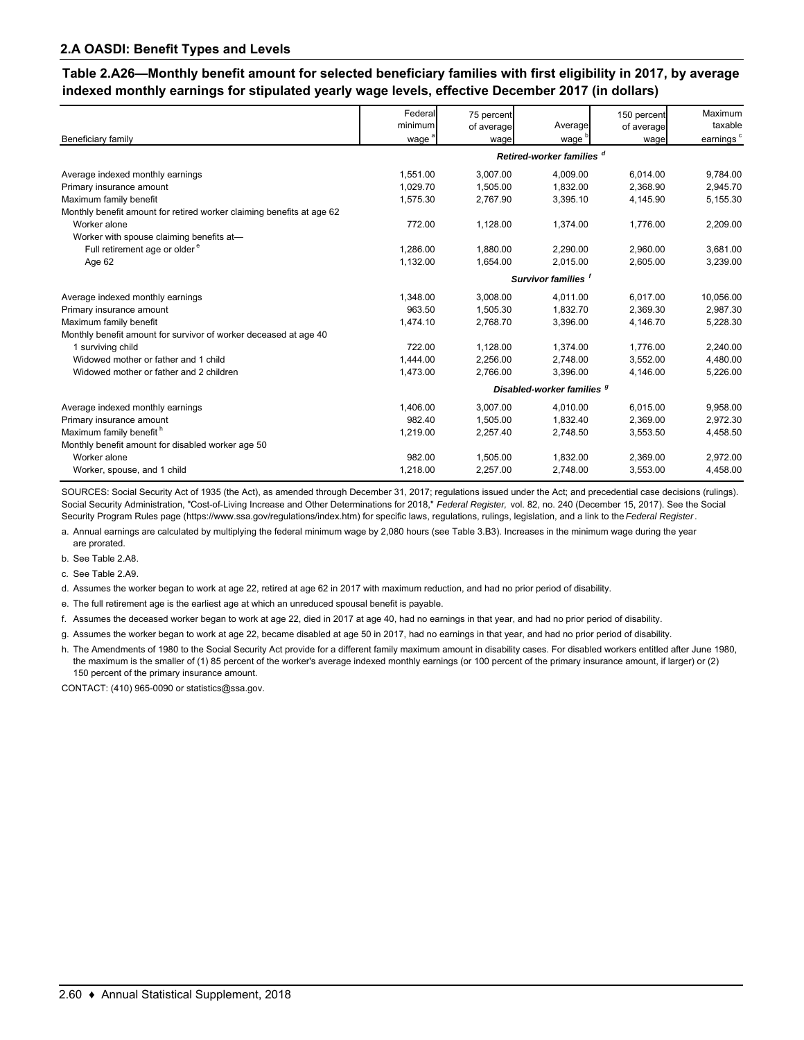## 2.A OASDI: Benefit Types and Levels

### Table 2.A26—Monthly benefit amount for selected beneficiary families with first eligibility in 2017, by average indexed monthly earnings for stipulated yearly wage levels, effective December 2017 (in dollars)

| Beneficiary family | Federal minimum wage [a] | 75 percent of average wage | Average wage [b] | 150 percent of average wage | Maximum taxable earnings [c] |
|---|---|---|---|---|---|
| | | | *Retired-worker families [d]* | | |
| Average indexed monthly earnings | 1,551.00 | 3,007.00 | 4,009.00 | 6,014.00 | 9,784.00 |
| Primary insurance amount | 1,029.70 | 1,505.00 | 1,832.00 | 2,368.90 | 2,945.70 |
| Maximum family benefit | 1,575.30 | 2,767.90 | 3,395.10 | 4,145.90 | 5,155.30 |
| Monthly benefit amount for retired worker claiming benefits at age 62 | | | | | |
| Worker alone | 772.00 | 1,128.00 | 1,374.00 | 1,776.00 | 2,209.00 |
| Worker with spouse claiming benefits at— | | | | | |
| Full retirement age or older [e] | 1,286.00 | 1,880.00 | 2,290.00 | 2,960.00 | 3,681.00 |
| Age 62 | 1,132.00 | 1,654.00 | 2,015.00 | 2,605.00 | 3,239.00 |
| | | | *Survivor families [f]* | | |
| Average indexed monthly earnings | 1,348.00 | 3,008.00 | 4,011.00 | 6,017.00 | 10,056.00 |
| Primary insurance amount | 963.50 | 1,505.30 | 1,832.70 | 2,369.30 | 2,987.30 |
| Maximum family benefit | 1,474.10 | 2,768.70 | 3,396.00 | 4,146.70 | 5,228.30 |
| Monthly benefit amount for survivor of worker deceased at age 40 | | | | | |
| 1 surviving child | 722.00 | 1,128.00 | 1,374.00 | 1,776.00 | 2,240.00 |
| Widowed mother or father and 1 child | 1,444.00 | 2,256.00 | 2,748.00 | 3,552.00 | 4,480.00 |
| Widowed mother or father and 2 children | 1,473.00 | 2,766.00 | 3,396.00 | 4,146.00 | 5,226.00 |
| | | | *Disabled-worker families [g]* | | |
| Average indexed monthly earnings | 1,406.00 | 3,007.00 | 4,010.00 | 6,015.00 | 9,958.00 |
| Primary insurance amount | 982.40 | 1,505.00 | 1,832.40 | 2,369.00 | 2,972.30 |
| Maximum family benefit [h] | 1,219.00 | 2,257.40 | 2,748.50 | 3,553.50 | 4,458.50 |
| Monthly benefit amount for disabled worker age 50 | | | | | |
| Worker alone | 982.00 | 1,505.00 | 1,832.00 | 2,369.00 | 2,972.00 |
| Worker, spouse, and 1 child | 1,218.00 | 2,257.00 | 2,748.00 | 3,553.00 | 4,458.00 |

SOURCES: Social Security Act of 1935 (the Act), as amended through December 31, 2017; regulations issued under the Act; and precedential case decisions (rulings). Social Security Administration, "Cost-of-Living Increase and Other Determinations for 2018," *Federal Register,* vol. 82, no. 240 (December 15, 2017). See the Social Security Program Rules page (https://www.ssa.gov/regulations/index.htm) for specific laws, regulations, rulings, legislation, and a link to the *Federal Register*.

a. Annual earnings are calculated by multiplying the federal minimum wage by 2,080 hours (see Table 3.B3). Increases in the minimum wage during the year are prorated.

b. See Table 2.A8.

c. See Table 2.A9.

d. Assumes the worker began to work at age 22, retired at age 62 in 2017 with maximum reduction, and had no prior period of disability.

e. The full retirement age is the earliest age at which an unreduced spousal benefit is payable.

f. Assumes the deceased worker began to work at age 22, died in 2017 at age 40, had no earnings in that year, and had no prior period of disability.

g. Assumes the worker began to work at age 22, became disabled at age 50 in 2017, had no earnings in that year, and had no prior period of disability.

h. The Amendments of 1980 to the Social Security Act provide for a different family maximum amount in disability cases. For disabled workers entitled after June 1980, the maximum is the smaller of (1) 85 percent of the worker's average indexed monthly earnings (or 100 percent of the primary insurance amount, if larger) or (2) 150 percent of the primary insurance amount.

CONTACT: (410) 965-0090 or statistics@ssa.gov.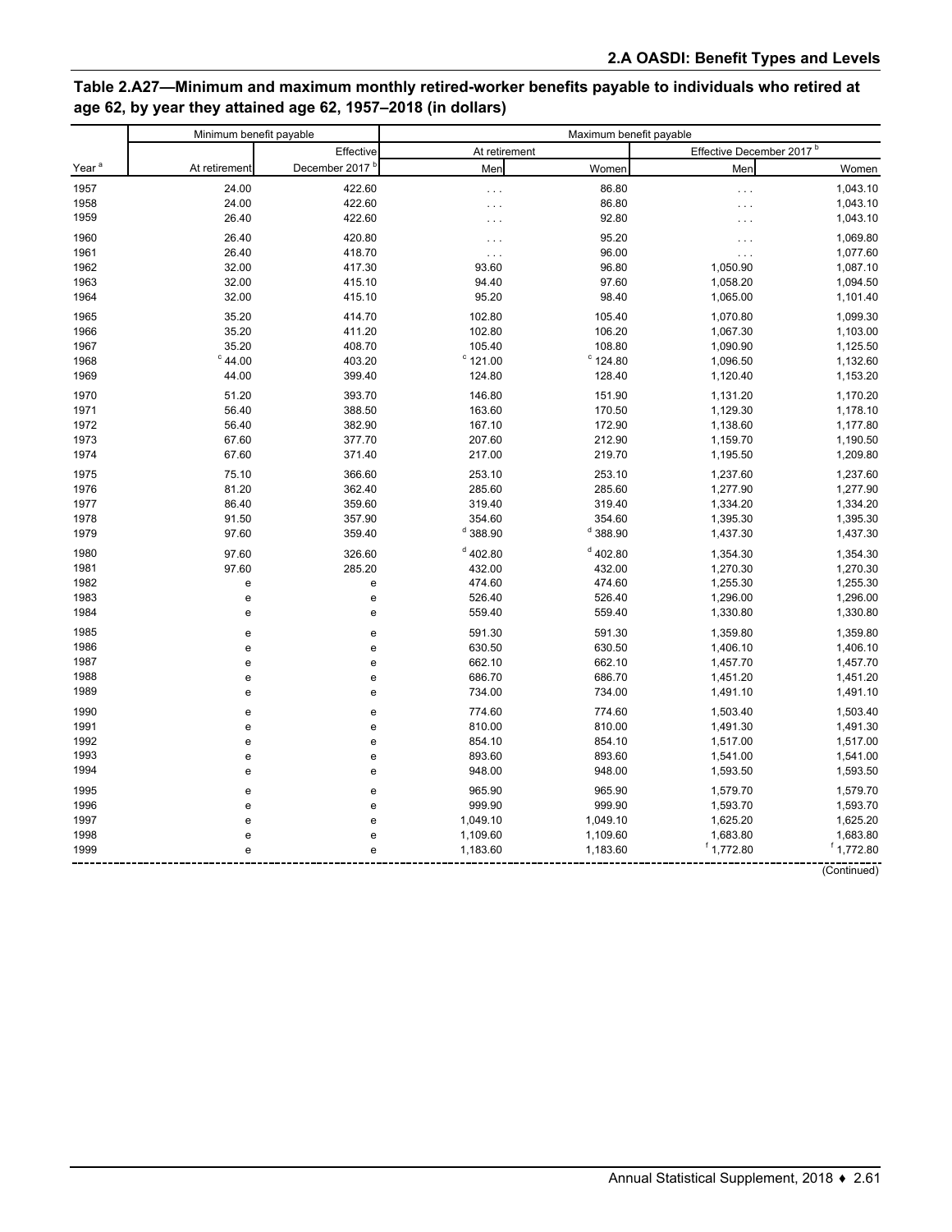**Table 2.A27—Minimum and maximum monthly retired-worker benefits payable to individuals who retired at age 62, by year they attained age 62, 1957–2018 (in dollars)**

| Year [a] | Minimum benefit payable | | Maximum benefit payable | | | |
|---|---|---|---|---|---|---|
| | At retirement | Effective December 2017 [b] | At retirement | | Effective December 2017 [b] | |
| | | | Men | Women | Men | Women |
| 1957 | 24.00 | 422.60 | . . . | 86.80 | . . . | 1,043.10 |
| 1958 | 24.00 | 422.60 | . . . | 86.80 | . . . | 1,043.10 |
| 1959 | 26.40 | 422.60 | . . . | 92.80 | . . . | 1,043.10 |
| 1960 | 26.40 | 420.80 | . . . | 95.20 | . . . | 1,069.80 |
| 1961 | 26.40 | 418.70 | . . . | 96.00 | . . . | 1,077.60 |
| 1962 | 32.00 | 417.30 | 93.60 | 96.80 | 1,050.90 | 1,087.10 |
| 1963 | 32.00 | 415.10 | 94.40 | 97.60 | 1,058.20 | 1,094.50 |
| 1964 | 32.00 | 415.10 | 95.20 | 98.40 | 1,065.00 | 1,101.40 |
| 1965 | 35.20 | 414.70 | 102.80 | 105.40 | 1,070.80 | 1,099.30 |
| 1966 | 35.20 | 411.20 | 102.80 | 106.20 | 1,067.30 | 1,103.00 |
| 1967 | 35.20 | 408.70 | 105.40 | 108.80 | 1,090.90 | 1,125.50 |
| 1968 | [c] 44.00 | 403.20 | [c] 121.00 | [c] 124.80 | 1,096.50 | 1,132.60 |
| 1969 | 44.00 | 399.40 | 124.80 | 128.40 | 1,120.40 | 1,153.20 |
| 1970 | 51.20 | 393.70 | 146.80 | 151.90 | 1,131.20 | 1,170.20 |
| 1971 | 56.40 | 388.50 | 163.60 | 170.50 | 1,129.30 | 1,178.10 |
| 1972 | 56.40 | 382.90 | 167.10 | 172.90 | 1,138.60 | 1,177.80 |
| 1973 | 67.60 | 377.70 | 207.60 | 212.90 | 1,159.70 | 1,190.50 |
| 1974 | 67.60 | 371.40 | 217.00 | 219.70 | 1,195.50 | 1,209.80 |
| 1975 | 75.10 | 366.60 | 253.10 | 253.10 | 1,237.60 | 1,237.60 |
| 1976 | 81.20 | 362.40 | 285.60 | 285.60 | 1,277.90 | 1,277.90 |
| 1977 | 86.40 | 359.60 | 319.40 | 319.40 | 1,334.20 | 1,334.20 |
| 1978 | 91.50 | 357.90 | 354.60 | 354.60 | 1,395.30 | 1,395.30 |
| 1979 | 97.60 | 359.40 | [d] 388.90 | [d] 388.90 | 1,437.30 | 1,437.30 |
| 1980 | 97.60 | 326.60 | [d] 402.80 | [d] 402.80 | 1,354.30 | 1,354.30 |
| 1981 | 97.60 | 285.20 | 432.00 | 432.00 | 1,270.30 | 1,270.30 |
| 1982 | e | e | 474.60 | 474.60 | 1,255.30 | 1,255.30 |
| 1983 | e | e | 526.40 | 526.40 | 1,296.00 | 1,296.00 |
| 1984 | e | e | 559.40 | 559.40 | 1,330.80 | 1,330.80 |
| 1985 | e | e | 591.30 | 591.30 | 1,359.80 | 1,359.80 |
| 1986 | e | e | 630.50 | 630.50 | 1,406.10 | 1,406.10 |
| 1987 | e | e | 662.10 | 662.10 | 1,457.70 | 1,457.70 |
| 1988 | e | e | 686.70 | 686.70 | 1,451.20 | 1,451.20 |
| 1989 | e | e | 734.00 | 734.00 | 1,491.10 | 1,491.10 |
| 1990 | e | e | 774.60 | 774.60 | 1,503.40 | 1,503.40 |
| 1991 | e | e | 810.00 | 810.00 | 1,491.30 | 1,491.30 |
| 1992 | e | e | 854.10 | 854.10 | 1,517.00 | 1,517.00 |
| 1993 | e | e | 893.60 | 893.60 | 1,541.00 | 1,541.00 |
| 1994 | e | e | 948.00 | 948.00 | 1,593.50 | 1,593.50 |
| 1995 | e | e | 965.90 | 965.90 | 1,579.70 | 1,579.70 |
| 1996 | e | e | 999.90 | 999.90 | 1,593.70 | 1,593.70 |
| 1997 | e | e | 1,049.10 | 1,049.10 | 1,625.20 | 1,625.20 |
| 1998 | e | e | 1,109.60 | 1,109.60 | 1,683.80 | 1,683.80 |
| 1999 | e | e | 1,183.60 | 1,183.60 | [f] 1,772.80 | [f] 1,772.80 |

(Continued)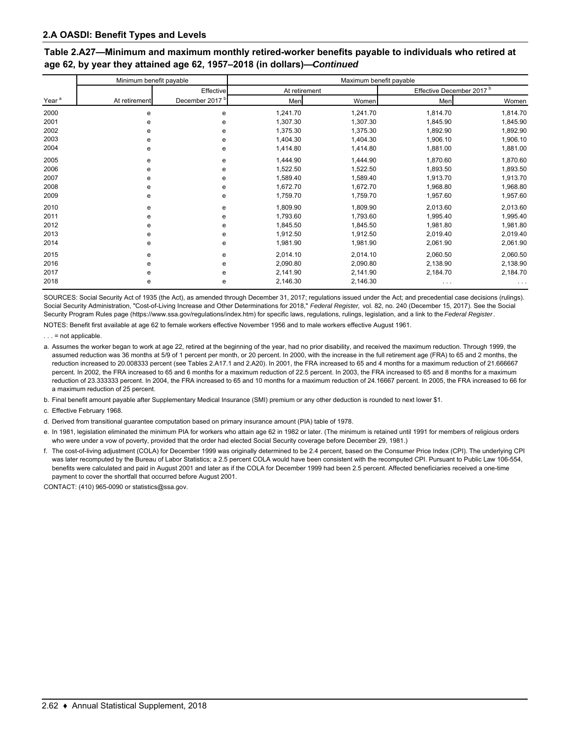## 2.A OASDI: Benefit Types and Levels

**Table 2.A27—Minimum and maximum monthly retired-worker benefits payable to individuals who retired at age 62, by year they attained age 62, 1957–2018 (in dollars)—*Continued***

| Year [a] | Minimum benefit payable | | Maximum benefit payable | | | |
|---|---|---|---|---|---|---|
| | At retirement | Effective December 2017 [b] | At retirement | | Effective December 2017 [b] | |
| | | | Men | Women | Men | Women |
| 2000 | e | e | 1,241.70 | 1,241.70 | 1,814.70 | 1,814.70 |
| 2001 | e | e | 1,307.30 | 1,307.30 | 1,845.90 | 1,845.90 |
| 2002 | e | e | 1,375.30 | 1,375.30 | 1,892.90 | 1,892.90 |
| 2003 | e | e | 1,404.30 | 1,404.30 | 1,906.10 | 1,906.10 |
| 2004 | e | e | 1,414.80 | 1,414.80 | 1,881.00 | 1,881.00 |
| 2005 | e | e | 1,444.90 | 1,444.90 | 1,870.60 | 1,870.60 |
| 2006 | e | e | 1,522.50 | 1,522.50 | 1,893.50 | 1,893.50 |
| 2007 | e | e | 1,589.40 | 1,589.40 | 1,913.70 | 1,913.70 |
| 2008 | e | e | 1,672.70 | 1,672.70 | 1,968.80 | 1,968.80 |
| 2009 | e | e | 1,759.70 | 1,759.70 | 1,957.60 | 1,957.60 |
| 2010 | e | e | 1,809.90 | 1,809.90 | 2,013.60 | 2,013.60 |
| 2011 | e | e | 1,793.60 | 1,793.60 | 1,995.40 | 1,995.40 |
| 2012 | e | e | 1,845.50 | 1,845.50 | 1,981.80 | 1,981.80 |
| 2013 | e | e | 1,912.50 | 1,912.50 | 2,019.40 | 2,019.40 |
| 2014 | e | e | 1,981.90 | 1,981.90 | 2,061.90 | 2,061.90 |
| 2015 | e | e | 2,014.10 | 2,014.10 | 2,060.50 | 2,060.50 |
| 2016 | e | e | 2,090.80 | 2,090.80 | 2,138.90 | 2,138.90 |
| 2017 | e | e | 2,141.90 | 2,141.90 | 2,184.70 | 2,184.70 |
| 2018 | e | e | 2,146.30 | 2,146.30 | . . . | . . . |

SOURCES: Social Security Act of 1935 (the Act), as amended through December 31, 2017; regulations issued under the Act; and precedential case decisions (rulings). Social Security Administration, "Cost-of-Living Increase and Other Determinations for 2018," *Federal Register,* vol. 82, no. 240 (December 15, 2017). See the Social Security Program Rules page (https://www.ssa.gov/regulations/index.htm) for specific laws, regulations, rulings, legislation, and a link to the *Federal Register*.

NOTES: Benefit first available at age 62 to female workers effective November 1956 and to male workers effective August 1961.

. . . = not applicable.

a. Assumes the worker began to work at age 22, retired at the beginning of the year, had no prior disability, and received the maximum reduction. Through 1999, the assumed reduction was 36 months at 5/9 of 1 percent per month, or 20 percent. In 2000, with the increase in the full retirement age (FRA) to 65 and 2 months, the reduction increased to 20.008333 percent (see Tables 2.A17.1 and 2.A20). In 2001, the FRA increased to 65 and 4 months for a maximum reduction of 21.666667 percent. In 2002, the FRA increased to 65 and 6 months for a maximum reduction of 22.5 percent. In 2003, the FRA increased to 65 and 8 months for a maximum reduction of 23.333333 percent. In 2004, the FRA increased to 65 and 10 months for a maximum reduction of 24.16667 percent. In 2005, the FRA increased to 66 for a maximum reduction of 25 percent.

b. Final benefit amount payable after Supplementary Medical Insurance (SMI) premium or any other deduction is rounded to next lower $1.

c. Effective February 1968.

d. Derived from transitional guarantee computation based on primary insurance amount (PIA) table of 1978.

e. In 1981, legislation eliminated the minimum PIA for workers who attain age 62 in 1982 or later. (The minimum is retained until 1991 for members of religious orders who were under a vow of poverty, provided that the order had elected Social Security coverage before December 29, 1981.)

f. The cost-of-living adjustment (COLA) for December 1999 was originally determined to be 2.4 percent, based on the Consumer Price Index (CPI). The underlying CPI was later recomputed by the Bureau of Labor Statistics; a 2.5 percent COLA would have been consistent with the recomputed CPI. Pursuant to Public Law 106-554, benefits were calculated and paid in August 2001 and later as if the COLA for December 1999 had been 2.5 percent. Affected beneficiaries received a one-time payment to cover the shortfall that occurred before August 2001.

CONTACT: (410) 965-0090 or statistics@ssa.gov.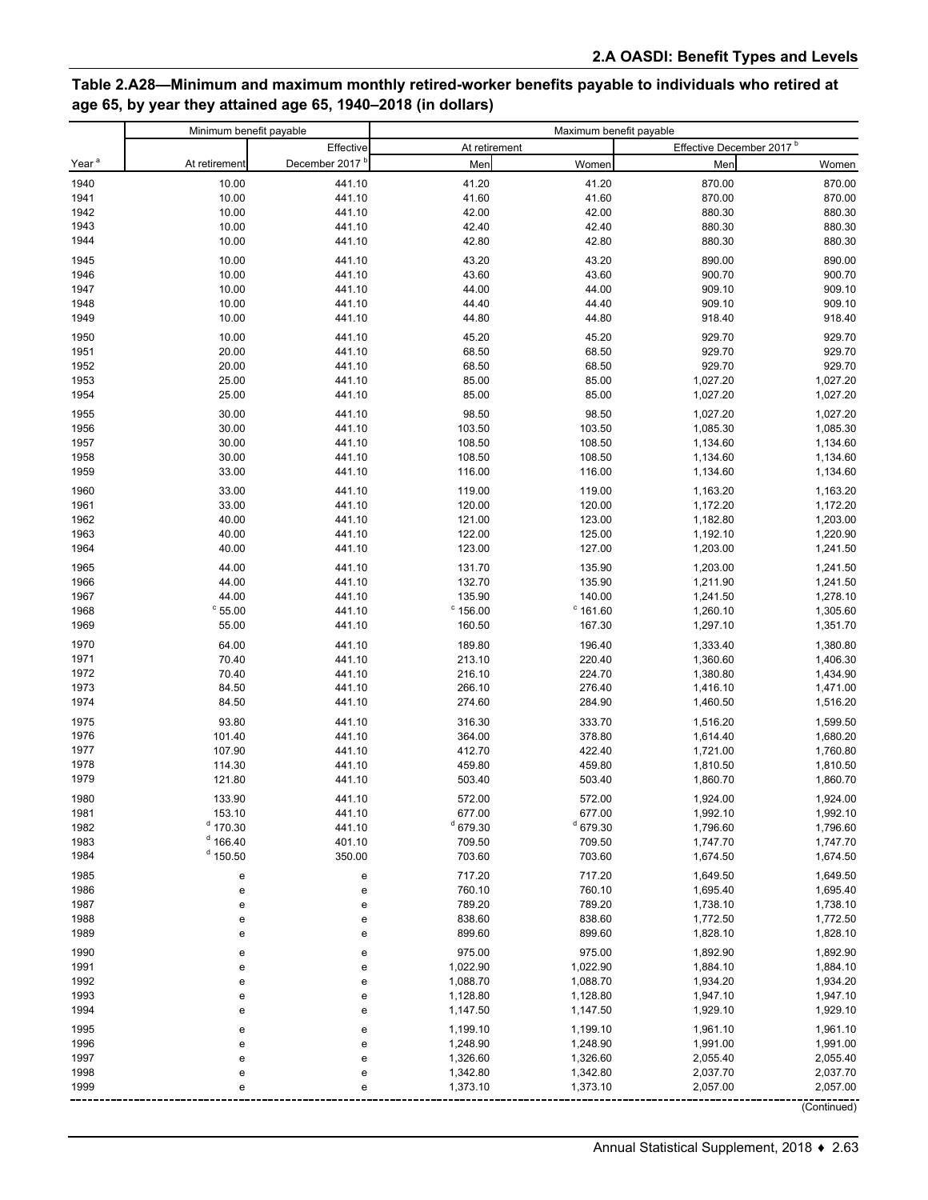## Table 2.A28—Minimum and maximum monthly retired-worker benefits payable to individuals who retired at age 65, by year they attained age 65, 1940–2018 (in dollars)

| Year [a] | Minimum benefit payable | | Maximum benefit payable | | | |
|---|---|---|---|---|---|---|
| | At retirement | Effective December 2017 [b] | At retirement | | Effective December 2017 [b] | |
| | | | Men | Women | Men | Women |
| 1940 | 10.00 | 441.10 | 41.20 | 41.20 | 870.00 | 870.00 |
| 1941 | 10.00 | 441.10 | 41.60 | 41.60 | 870.00 | 870.00 |
| 1942 | 10.00 | 441.10 | 42.00 | 42.00 | 880.30 | 880.30 |
| 1943 | 10.00 | 441.10 | 42.40 | 42.40 | 880.30 | 880.30 |
| 1944 | 10.00 | 441.10 | 42.80 | 42.80 | 880.30 | 880.30 |
| 1945 | 10.00 | 441.10 | 43.20 | 43.20 | 890.00 | 890.00 |
| 1946 | 10.00 | 441.10 | 43.60 | 43.60 | 900.70 | 900.70 |
| 1947 | 10.00 | 441.10 | 44.00 | 44.00 | 909.10 | 909.10 |
| 1948 | 10.00 | 441.10 | 44.40 | 44.40 | 909.10 | 909.10 |
| 1949 | 10.00 | 441.10 | 44.80 | 44.80 | 918.40 | 918.40 |
| 1950 | 10.00 | 441.10 | 45.20 | 45.20 | 929.70 | 929.70 |
| 1951 | 20.00 | 441.10 | 68.50 | 68.50 | 929.70 | 929.70 |
| 1952 | 20.00 | 441.10 | 68.50 | 68.50 | 929.70 | 929.70 |
| 1953 | 25.00 | 441.10 | 85.00 | 85.00 | 1,027.20 | 1,027.20 |
| 1954 | 25.00 | 441.10 | 85.00 | 85.00 | 1,027.20 | 1,027.20 |
| 1955 | 30.00 | 441.10 | 98.50 | 98.50 | 1,027.20 | 1,027.20 |
| 1956 | 30.00 | 441.10 | 103.50 | 103.50 | 1,085.30 | 1,085.30 |
| 1957 | 30.00 | 441.10 | 108.50 | 108.50 | 1,134.60 | 1,134.60 |
| 1958 | 30.00 | 441.10 | 108.50 | 108.50 | 1,134.60 | 1,134.60 |
| 1959 | 33.00 | 441.10 | 116.00 | 116.00 | 1,134.60 | 1,134.60 |
| 1960 | 33.00 | 441.10 | 119.00 | 119.00 | 1,163.20 | 1,163.20 |
| 1961 | 33.00 | 441.10 | 120.00 | 120.00 | 1,172.20 | 1,172.20 |
| 1962 | 40.00 | 441.10 | 121.00 | 123.00 | 1,182.80 | 1,203.00 |
| 1963 | 40.00 | 441.10 | 122.00 | 125.00 | 1,192.10 | 1,220.90 |
| 1964 | 40.00 | 441.10 | 123.00 | 127.00 | 1,203.00 | 1,241.50 |
| 1965 | 44.00 | 441.10 | 131.70 | 135.90 | 1,203.00 | 1,241.50 |
| 1966 | 44.00 | 441.10 | 132.70 | 135.90 | 1,211.90 | 1,241.50 |
| 1967 | 44.00 | 441.10 | 135.90 | 140.00 | 1,241.50 | 1,278.10 |
| 1968 | [c] 55.00 | 441.10 | [c] 156.00 | [c] 161.60 | 1,260.10 | 1,305.60 |
| 1969 | 55.00 | 441.10 | 160.50 | 167.30 | 1,297.10 | 1,351.70 |
| 1970 | 64.00 | 441.10 | 189.80 | 196.40 | 1,333.40 | 1,380.80 |
| 1971 | 70.40 | 441.10 | 213.10 | 220.40 | 1,360.60 | 1,406.30 |
| 1972 | 70.40 | 441.10 | 216.10 | 224.70 | 1,380.80 | 1,434.90 |
| 1973 | 84.50 | 441.10 | 266.10 | 276.40 | 1,416.10 | 1,471.00 |
| 1974 | 84.50 | 441.10 | 274.60 | 284.90 | 1,460.50 | 1,516.20 |
| 1975 | 93.80 | 441.10 | 316.30 | 333.70 | 1,516.20 | 1,599.50 |
| 1976 | 101.40 | 441.10 | 364.00 | 378.80 | 1,614.40 | 1,680.20 |
| 1977 | 107.90 | 441.10 | 412.70 | 422.40 | 1,721.00 | 1,760.80 |
| 1978 | 114.30 | 441.10 | 459.80 | 459.80 | 1,810.50 | 1,810.50 |
| 1979 | 121.80 | 441.10 | 503.40 | 503.40 | 1,860.70 | 1,860.70 |
| 1980 | 133.90 | 441.10 | 572.00 | 572.00 | 1,924.00 | 1,924.00 |
| 1981 | 153.10 | 441.10 | 677.00 | 677.00 | 1,992.10 | 1,992.10 |
| 1982 | [d] 170.30 | 441.10 | [d] 679.30 | [d] 679.30 | 1,796.60 | 1,796.60 |
| 1983 | [d] 166.40 | 401.10 | 709.50 | 709.50 | 1,747.70 | 1,747.70 |
| 1984 | [d] 150.50 | 350.00 | 703.60 | 703.60 | 1,674.50 | 1,674.50 |
| 1985 | e | e | 717.20 | 717.20 | 1,649.50 | 1,649.50 |
| 1986 | e | e | 760.10 | 760.10 | 1,695.40 | 1,695.40 |
| 1987 | e | e | 789.20 | 789.20 | 1,738.10 | 1,738.10 |
| 1988 | e | e | 838.60 | 838.60 | 1,772.50 | 1,772.50 |
| 1989 | e | e | 899.60 | 899.60 | 1,828.10 | 1,828.10 |
| 1990 | e | e | 975.00 | 975.00 | 1,892.90 | 1,892.90 |
| 1991 | e | e | 1,022.90 | 1,022.90 | 1,884.10 | 1,884.10 |
| 1992 | e | e | 1,088.70 | 1,088.70 | 1,934.20 | 1,934.20 |
| 1993 | e | e | 1,128.80 | 1,128.80 | 1,947.10 | 1,947.10 |
| 1994 | e | e | 1,147.50 | 1,147.50 | 1,929.10 | 1,929.10 |
| 1995 | e | e | 1,199.10 | 1,199.10 | 1,961.10 | 1,961.10 |
| 1996 | e | e | 1,248.90 | 1,248.90 | 1,991.00 | 1,991.00 |
| 1997 | e | e | 1,326.60 | 1,326.60 | 2,055.40 | 2,055.40 |
| 1998 | e | e | 1,342.80 | 1,342.80 | 2,037.70 | 2,037.70 |
| 1999 | e | e | 1,373.10 | 1,373.10 | 2,057.00 | 2,057.00 |

(Continued)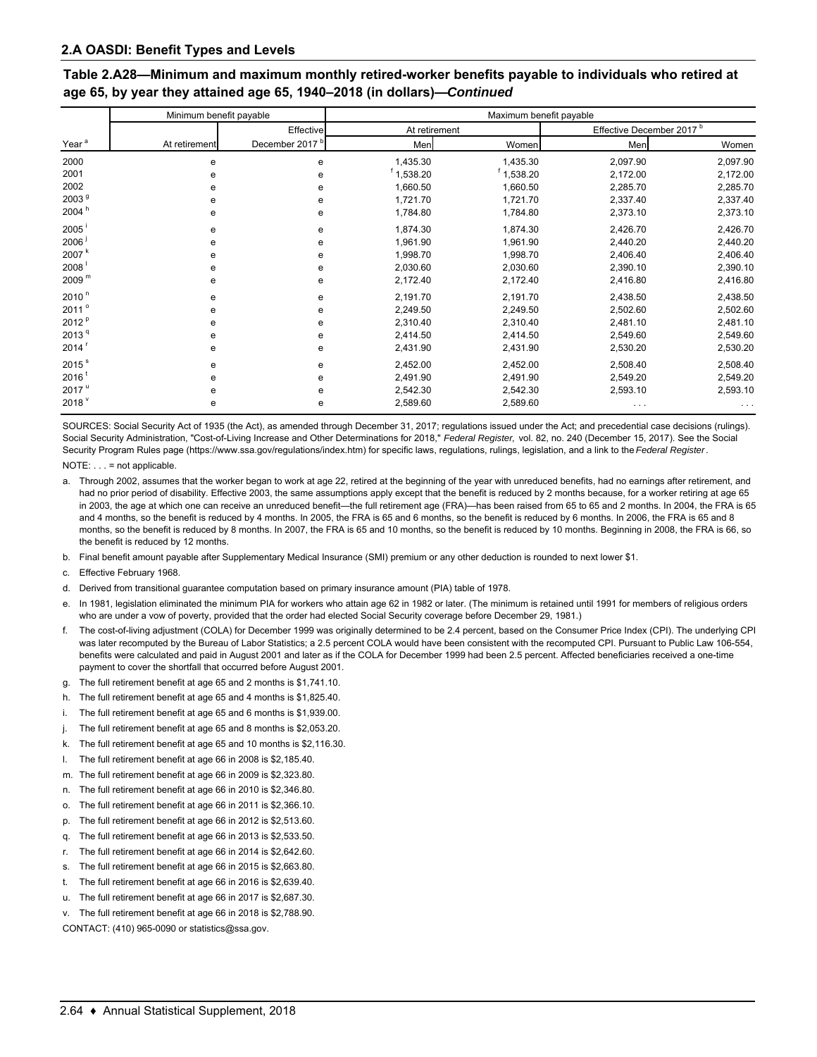## 2.A OASDI: Benefit Types and Levels

### Table 2.A28—Minimum and maximum monthly retired-worker benefits payable to individuals who retired at age 65, by year they attained age 65, 1940–2018 (in dollars)—*Continued*

| Year [a] | Minimum benefit payable | | Maximum benefit payable | | | |
|---|---|---|---|---|---|---|
| | At retirement | Effective December 2017 [b] | At retirement | | Effective December 2017 [b] | |
| | | | Men | Women | Men | Women |
| 2000 | e | e | 1,435.30 | 1,435.30 | 2,097.90 | 2,097.90 |
| 2001 | e | e | [f] 1,538.20 | [f] 1,538.20 | 2,172.00 | 2,172.00 |
| 2002 | e | e | 1,660.50 | 1,660.50 | 2,285.70 | 2,285.70 |
| 2003 [g] | e | e | 1,721.70 | 1,721.70 | 2,337.40 | 2,337.40 |
| 2004 [h] | e | e | 1,784.80 | 1,784.80 | 2,373.10 | 2,373.10 |
| 2005 [i] | e | e | 1,874.30 | 1,874.30 | 2,426.70 | 2,426.70 |
| 2006 [j] | e | e | 1,961.90 | 1,961.90 | 2,440.20 | 2,440.20 |
| 2007 [k] | e | e | 1,998.70 | 1,998.70 | 2,406.40 | 2,406.40 |
| 2008 [l] | e | e | 2,030.60 | 2,030.60 | 2,390.10 | 2,390.10 |
| 2009 [m] | e | e | 2,172.40 | 2,172.40 | 2,416.80 | 2,416.80 |
| 2010 [n] | e | e | 2,191.70 | 2,191.70 | 2,438.50 | 2,438.50 |
| 2011 [o] | e | e | 2,249.50 | 2,249.50 | 2,502.60 | 2,502.60 |
| 2012 [p] | e | e | 2,310.40 | 2,310.40 | 2,481.10 | 2,481.10 |
| 2013 [q] | e | e | 2,414.50 | 2,414.50 | 2,549.60 | 2,549.60 |
| 2014 [r] | e | e | 2,431.90 | 2,431.90 | 2,530.20 | 2,530.20 |
| 2015 [s] | e | e | 2,452.00 | 2,452.00 | 2,508.40 | 2,508.40 |
| 2016 [t] | e | e | 2,491.90 | 2,491.90 | 2,549.20 | 2,549.20 |
| 2017 [u] | e | e | 2,542.30 | 2,542.30 | 2,593.10 | 2,593.10 |
| 2018 [v] | e | e | 2,589.60 | 2,589.60 | . . . | . . . |

SOURCES: Social Security Act of 1935 (the Act), as amended through December 31, 2017; regulations issued under the Act; and precedential case decisions (rulings). Social Security Administration, "Cost-of-Living Increase and Other Determinations for 2018," *Federal Register,* vol. 82, no. 240 (December 15, 2017). See the Social Security Program Rules page (https://www.ssa.gov/regulations/index.htm) for specific laws, regulations, rulings, legislation, and a link to the *Federal Register*.

NOTE: . . . = not applicable.

a. Through 2002, assumes that the worker began to work at age 22, retired at the beginning of the year with unreduced benefits, had no earnings after retirement, and had no prior period of disability. Effective 2003, the same assumptions apply except that the benefit is reduced by 2 months because, for a worker retiring at age 65 in 2003, the age at which one can receive an unreduced benefit—the full retirement age (FRA)—has been raised from 65 to 65 and 2 months. In 2004, the FRA is 65 and 4 months, so the benefit is reduced by 4 months. In 2005, the FRA is 65 and 6 months, so the benefit is reduced by 6 months. In 2006, the FRA is 65 and 8 months, so the benefit is reduced by 8 months. In 2007, the FRA is 65 and 10 months, so the benefit is reduced by 10 months. Beginning in 2008, the FRA is 66, so the benefit is reduced by 12 months.

b. Final benefit amount payable after Supplementary Medical Insurance (SMI) premium or any other deduction is rounded to next lower $1.

c. Effective February 1968.

d. Derived from transitional guarantee computation based on primary insurance amount (PIA) table of 1978.

e. In 1981, legislation eliminated the minimum PIA for workers who attain age 62 in 1982 or later. (The minimum is retained until 1991 for members of religious orders who are under a vow of poverty, provided that the order had elected Social Security coverage before December 29, 1981.)

f. The cost-of-living adjustment (COLA) for December 1999 was originally determined to be 2.4 percent, based on the Consumer Price Index (CPI). The underlying CPI was later recomputed by the Bureau of Labor Statistics; a 2.5 percent COLA would have been consistent with the recomputed CPI. Pursuant to Public Law 106-554, benefits were calculated and paid in August 2001 and later as if the COLA for December 1999 had been 2.5 percent. Affected beneficiaries received a one-time payment to cover the shortfall that occurred before August 2001.

g. The full retirement benefit at age 65 and 2 months is $1,741.10.

h. The full retirement benefit at age 65 and 4 months is $1,825.40.

i. The full retirement benefit at age 65 and 6 months is $1,939.00.

j. The full retirement benefit at age 65 and 8 months is $2,053.20.

k. The full retirement benefit at age 65 and 10 months is $2,116.30.

l. The full retirement benefit at age 66 in 2008 is $2,185.40.

m. The full retirement benefit at age 66 in 2009 is $2,323.80.

n. The full retirement benefit at age 66 in 2010 is $2,346.80.

o. The full retirement benefit at age 66 in 2011 is $2,366.10.

p. The full retirement benefit at age 66 in 2012 is $2,513.60.

q. The full retirement benefit at age 66 in 2013 is $2,533.50.

r. The full retirement benefit at age 66 in 2014 is $2,642.60.

s. The full retirement benefit at age 66 in 2015 is $2,663.80.

t. The full retirement benefit at age 66 in 2016 is $2,639.40.

u. The full retirement benefit at age 66 in 2017 is $2,687.30.

v. The full retirement benefit at age 66 in 2018 is $2,788.90.

CONTACT: (410) 965-0090 or statistics@ssa.gov.